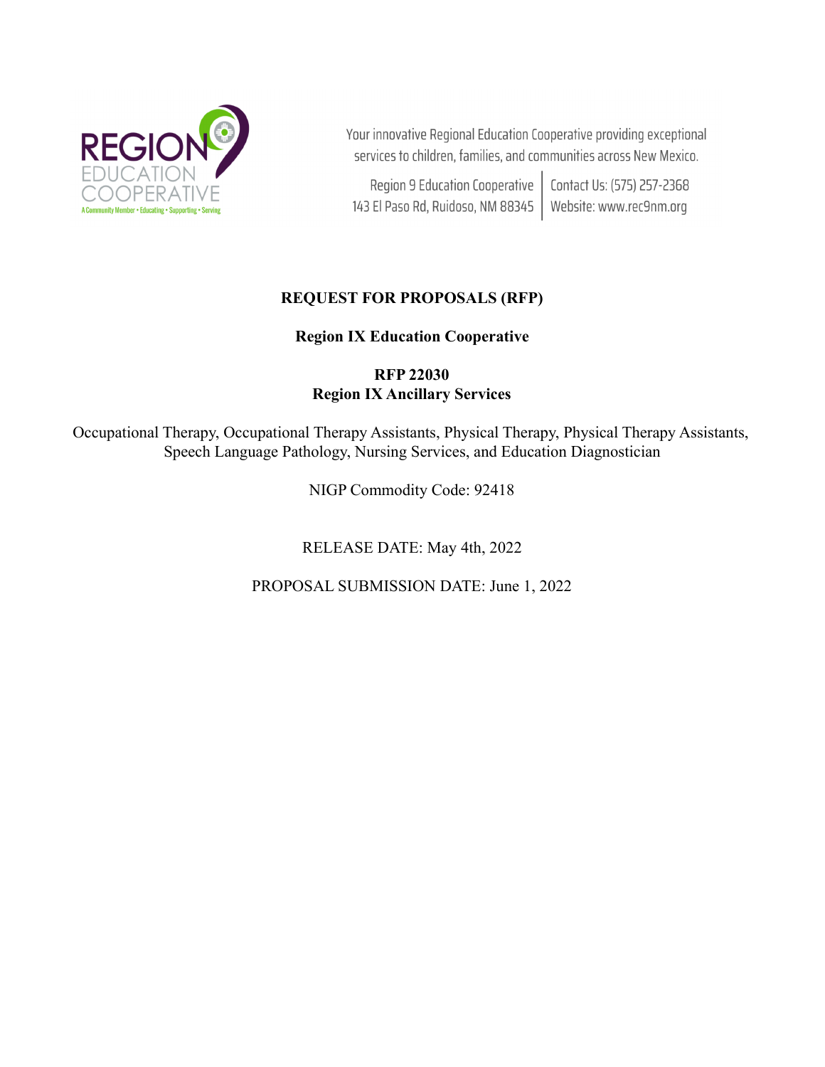REGION 9 EDUCATION COOPERATIVE
A Community Member • Educating • Supporting • Serving

Your innovative Regional Education Cooperative providing exceptional services to children, families, and communities across New Mexico.

Region 9 Education Cooperative
143 El Paso Rd, Ruidoso, NM 88345

Contact Us: (575) 257-2368
Website: www.rec9nm.org

# REQUEST FOR PROPOSALS (RFP)

## Region IX Education Cooperative

## RFP 22030
## Region IX Ancillary Services

Occupational Therapy, Occupational Therapy Assistants, Physical Therapy, Physical Therapy Assistants, Speech Language Pathology, Nursing Services, and Education Diagnostician

NIGP Commodity Code: 92418

RELEASE DATE: May 4th, 2022

PROPOSAL SUBMISSION DATE: June 1, 2022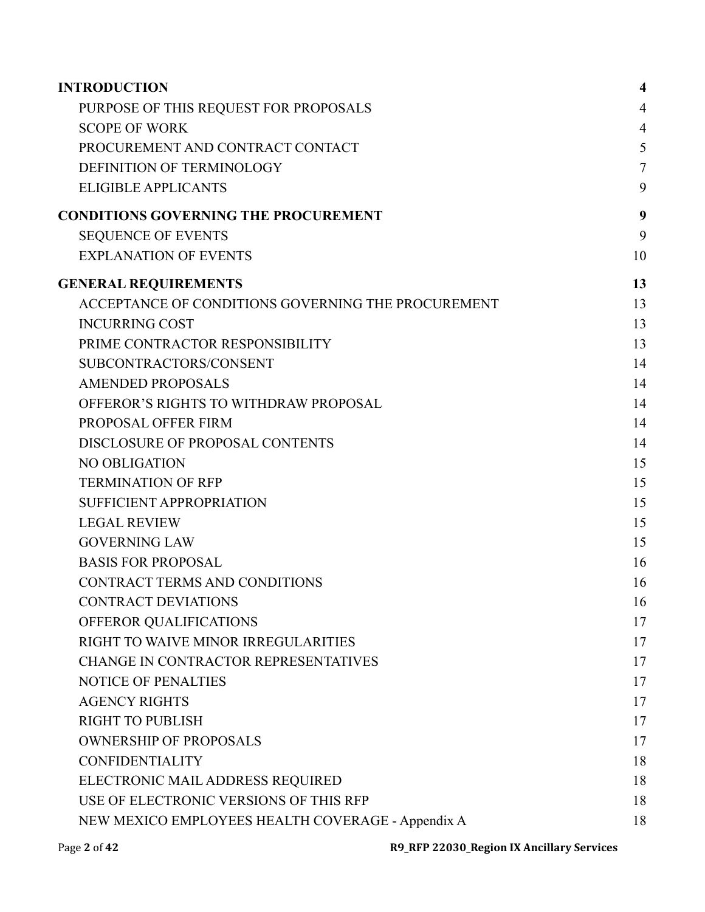| | |
|---|---|
| **INTRODUCTION** | **4** |
| PURPOSE OF THIS REQUEST FOR PROPOSALS | 4 |
| SCOPE OF WORK | 4 |
| PROCUREMENT AND CONTRACT CONTACT | 5 |
| DEFINITION OF TERMINOLOGY | 7 |
| ELIGIBLE APPLICANTS | 9 |
| **CONDITIONS GOVERNING THE PROCUREMENT** | **9** |
| SEQUENCE OF EVENTS | 9 |
| EXPLANATION OF EVENTS | 10 |
| **GENERAL REQUIREMENTS** | **13** |
| ACCEPTANCE OF CONDITIONS GOVERNING THE PROCUREMENT | 13 |
| INCURRING COST | 13 |
| PRIME CONTRACTOR RESPONSIBILITY | 13 |
| SUBCONTRACTORS/CONSENT | 14 |
| AMENDED PROPOSALS | 14 |
| OFFEROR'S RIGHTS TO WITHDRAW PROPOSAL | 14 |
| PROPOSAL OFFER FIRM | 14 |
| DISCLOSURE OF PROPOSAL CONTENTS | 14 |
| NO OBLIGATION | 15 |
| TERMINATION OF RFP | 15 |
| SUFFICIENT APPROPRIATION | 15 |
| LEGAL REVIEW | 15 |
| GOVERNING LAW | 15 |
| BASIS FOR PROPOSAL | 16 |
| CONTRACT TERMS AND CONDITIONS | 16 |
| CONTRACT DEVIATIONS | 16 |
| OFFEROR QUALIFICATIONS | 17 |
| RIGHT TO WAIVE MINOR IRREGULARITIES | 17 |
| CHANGE IN CONTRACTOR REPRESENTATIVES | 17 |
| NOTICE OF PENALTIES | 17 |
| AGENCY RIGHTS | 17 |
| RIGHT TO PUBLISH | 17 |
| OWNERSHIP OF PROPOSALS | 17 |
| CONFIDENTIALITY | 18 |
| ELECTRONIC MAIL ADDRESS REQUIRED | 18 |
| USE OF ELECTRONIC VERSIONS OF THIS RFP | 18 |
| NEW MEXICO EMPLOYEES HEALTH COVERAGE - Appendix A | 18 |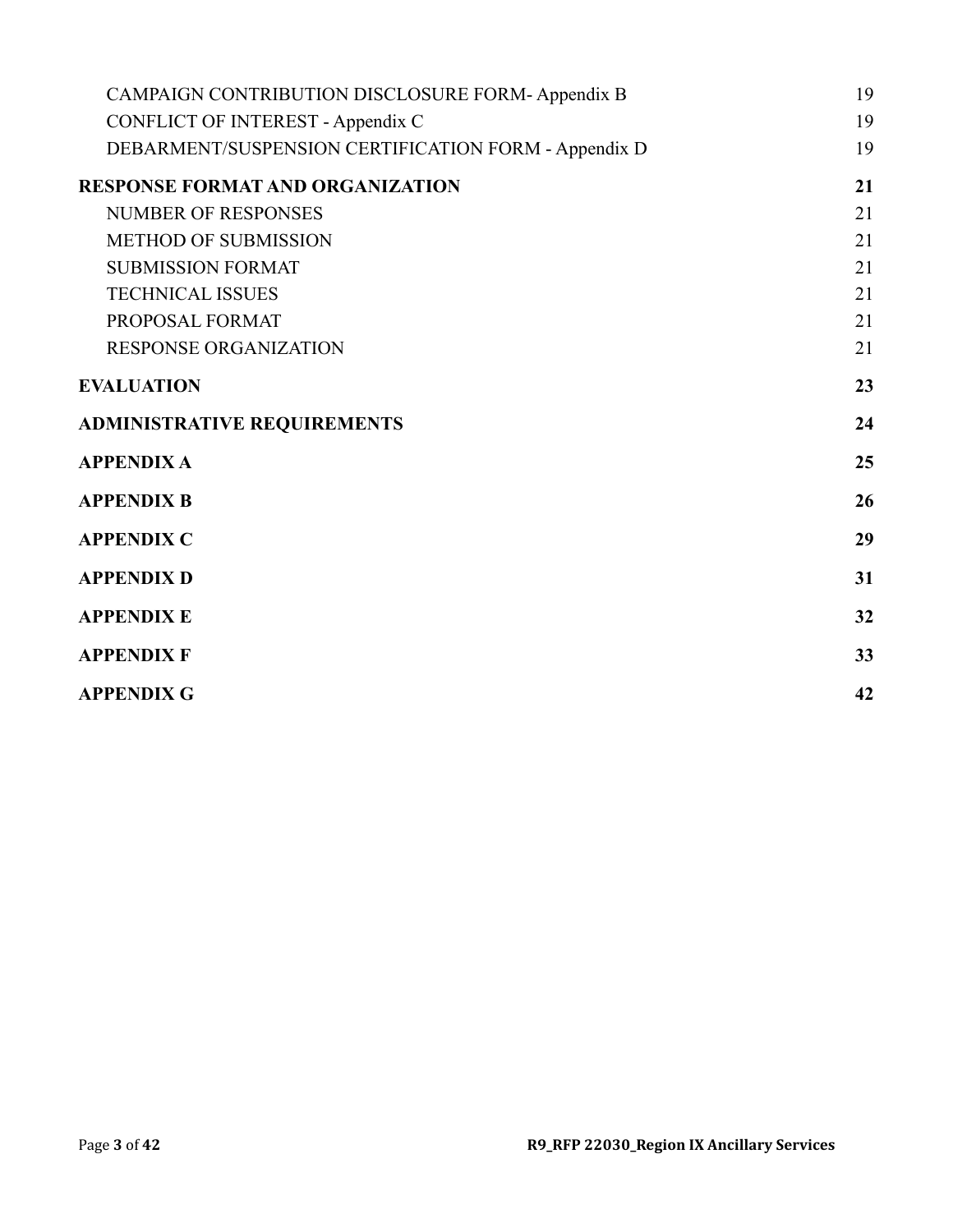| | |
|---|---|
| CAMPAIGN CONTRIBUTION DISCLOSURE FORM- Appendix B | 19 |
| CONFLICT OF INTEREST - Appendix C | 19 |
| DEBARMENT/SUSPENSION CERTIFICATION FORM - Appendix D | 19 |
| **RESPONSE FORMAT AND ORGANIZATION** | **21** |
| NUMBER OF RESPONSES | 21 |
| METHOD OF SUBMISSION | 21 |
| SUBMISSION FORMAT | 21 |
| TECHNICAL ISSUES | 21 |
| PROPOSAL FORMAT | 21 |
| RESPONSE ORGANIZATION | 21 |
| **EVALUATION** | **23** |
| **ADMINISTRATIVE REQUIREMENTS** | **24** |
| **APPENDIX A** | **25** |
| **APPENDIX B** | **26** |
| **APPENDIX C** | **29** |
| **APPENDIX D** | **31** |
| **APPENDIX E** | **32** |
| **APPENDIX F** | **33** |
| **APPENDIX G** | **42** |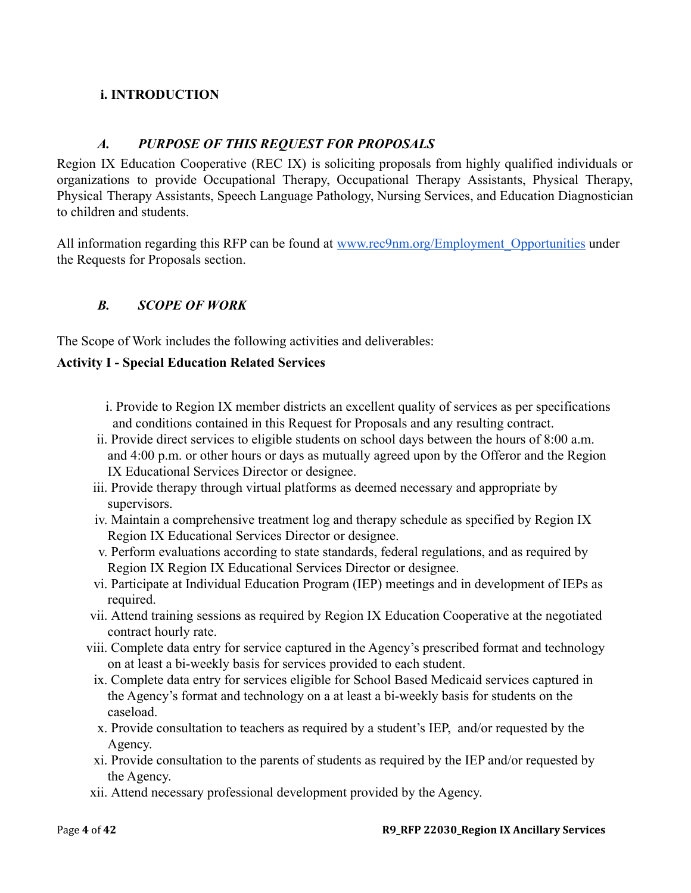## i. INTRODUCTION

### *A. PURPOSE OF THIS REQUEST FOR PROPOSALS*

Region IX Education Cooperative (REC IX) is soliciting proposals from highly qualified individuals or organizations to provide Occupational Therapy, Occupational Therapy Assistants, Physical Therapy, Physical Therapy Assistants, Speech Language Pathology, Nursing Services, and Education Diagnostician to children and students.

All information regarding this RFP can be found at www.rec9nm.org/Employment_Opportunities under the Requests for Proposals section.

### *B. SCOPE OF WORK*

The Scope of Work includes the following activities and deliverables:

**Activity I - Special Education Related Services**

i. Provide to Region IX member districts an excellent quality of services as per specifications and conditions contained in this Request for Proposals and any resulting contract.

ii. Provide direct services to eligible students on school days between the hours of 8:00 a.m. and 4:00 p.m. or other hours or days as mutually agreed upon by the Offeror and the Region IX Educational Services Director or designee.

iii. Provide therapy through virtual platforms as deemed necessary and appropriate by supervisors.

iv. Maintain a comprehensive treatment log and therapy schedule as specified by Region IX Region IX Educational Services Director or designee.

v. Perform evaluations according to state standards, federal regulations, and as required by Region IX Region IX Educational Services Director or designee.

vi. Participate at Individual Education Program (IEP) meetings and in development of IEPs as required.

vii. Attend training sessions as required by Region IX Education Cooperative at the negotiated contract hourly rate.

viii. Complete data entry for service captured in the Agency's prescribed format and technology on at least a bi-weekly basis for services provided to each student.

ix. Complete data entry for services eligible for School Based Medicaid services captured in the Agency's format and technology on a at least a bi-weekly basis for students on the caseload.

x. Provide consultation to teachers as required by a student's IEP, and/or requested by the Agency.

xi. Provide consultation to the parents of students as required by the IEP and/or requested by the Agency.

xii. Attend necessary professional development provided by the Agency.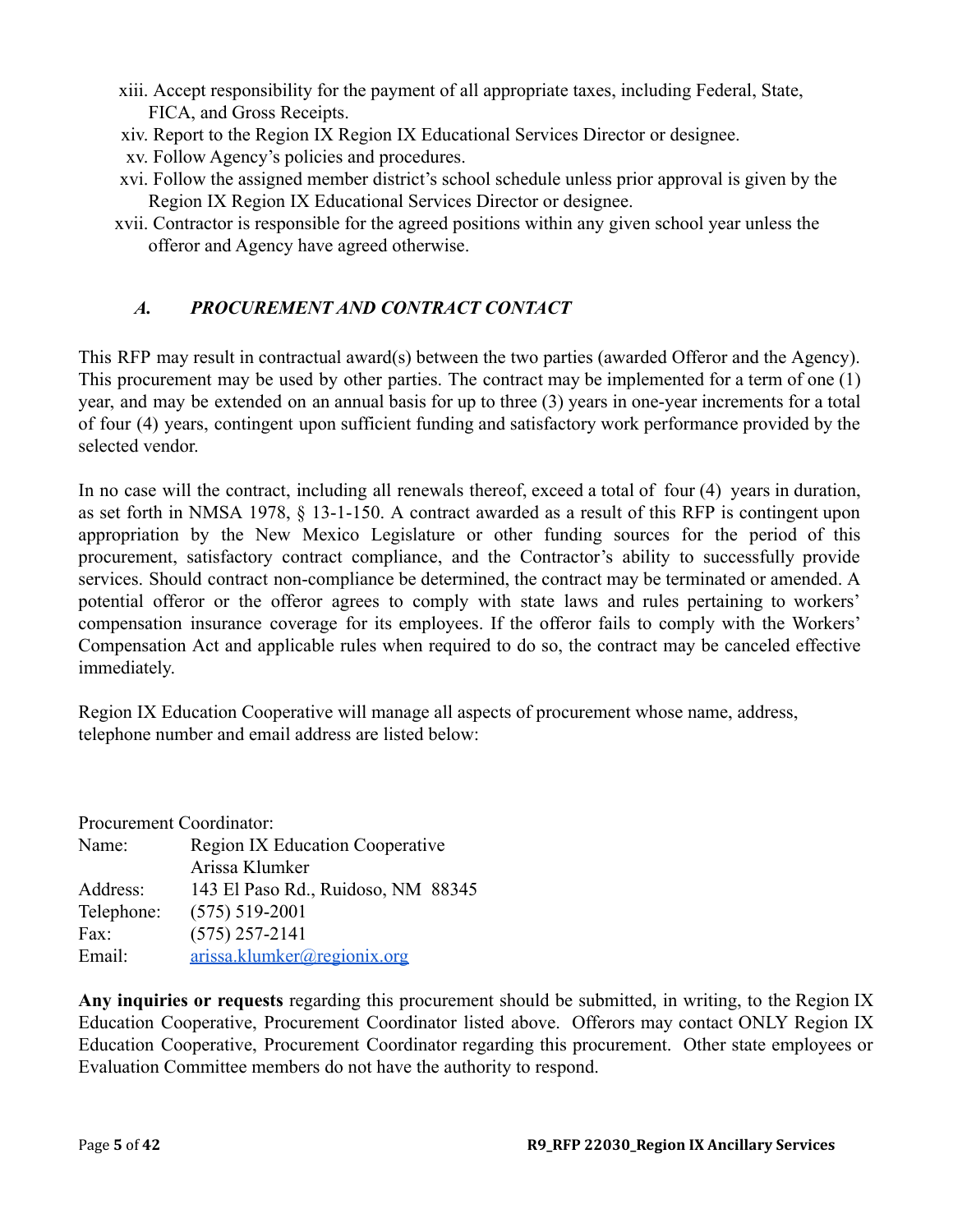xiii. Accept responsibility for the payment of all appropriate taxes, including Federal, State, FICA, and Gross Receipts.

xiv. Report to the Region IX Region IX Educational Services Director or designee.

xv. Follow Agency's policies and procedures.

xvi. Follow the assigned member district's school schedule unless prior approval is given by the Region IX Region IX Educational Services Director or designee.

xvii. Contractor is responsible for the agreed positions within any given school year unless the offeror and Agency have agreed otherwise.

### *A. PROCUREMENT AND CONTRACT CONTACT*

This RFP may result in contractual award(s) between the two parties (awarded Offeror and the Agency). This procurement may be used by other parties. The contract may be implemented for a term of one (1) year, and may be extended on an annual basis for up to three (3) years in one-year increments for a total of four (4) years, contingent upon sufficient funding and satisfactory work performance provided by the selected vendor.

In no case will the contract, including all renewals thereof, exceed a total of four (4) years in duration, as set forth in NMSA 1978, § 13-1-150. A contract awarded as a result of this RFP is contingent upon appropriation by the New Mexico Legislature or other funding sources for the period of this procurement, satisfactory contract compliance, and the Contractor's ability to successfully provide services. Should contract non-compliance be determined, the contract may be terminated or amended. A potential offeror or the offeror agrees to comply with state laws and rules pertaining to workers' compensation insurance coverage for its employees. If the offeror fails to comply with the Workers' Compensation Act and applicable rules when required to do so, the contract may be canceled effective immediately.

Region IX Education Cooperative will manage all aspects of procurement whose name, address, telephone number and email address are listed below:

Procurement Coordinator:

| | |
|---|---|
| Name: | Region IX Education Cooperative<br>Arissa Klumker |
| Address: | 143 El Paso Rd., Ruidoso, NM 88345 |
| Telephone: | (575) 519-2001 |
| Fax: | (575) 257-2141 |
| Email: | arissa.klumker@regionix.org |

**Any inquiries or requests** regarding this procurement should be submitted, in writing, to the Region IX Education Cooperative, Procurement Coordinator listed above. Offerors may contact ONLY Region IX Education Cooperative, Procurement Coordinator regarding this procurement. Other state employees or Evaluation Committee members do not have the authority to respond.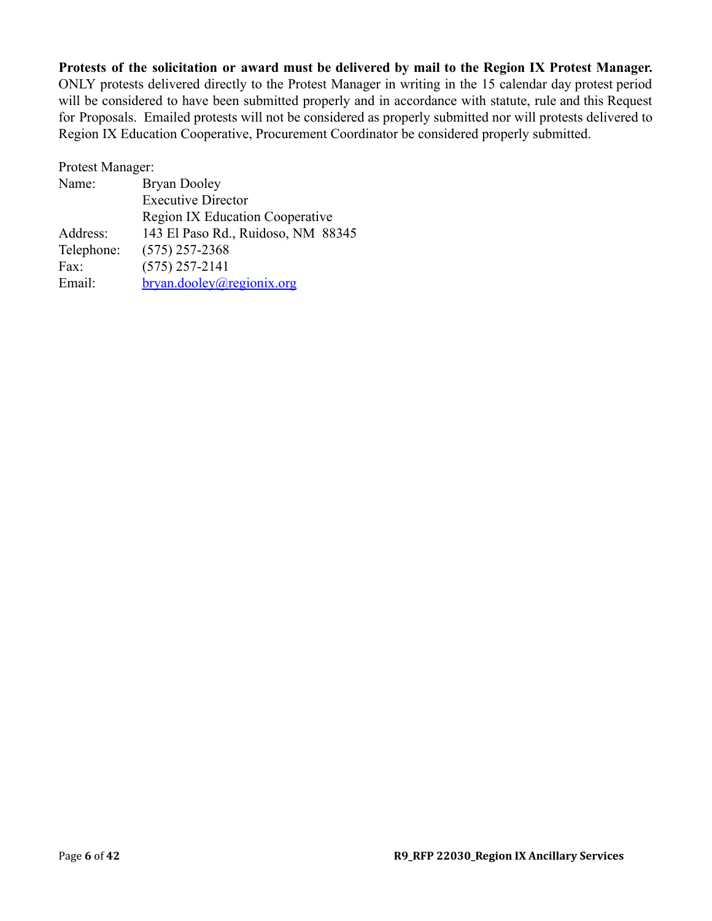**Protests of the solicitation or award must be delivered by mail to the Region IX Protest Manager.** ONLY protests delivered directly to the Protest Manager in writing in the 15 calendar day protest period will be considered to have been submitted properly and in accordance with statute, rule and this Request for Proposals. Emailed protests will not be considered as properly submitted nor will protests delivered to Region IX Education Cooperative, Procurement Coordinator be considered properly submitted.

Protest Manager:

| | |
|---|---|
| Name: | Bryan Dooley |
| | Executive Director |
| | Region IX Education Cooperative |
| Address: | 143 El Paso Rd., Ruidoso, NM 88345 |
| Telephone: | (575) 257-2368 |
| Fax: | (575) 257-2141 |
| Email: | bryan.dooley@regionix.org |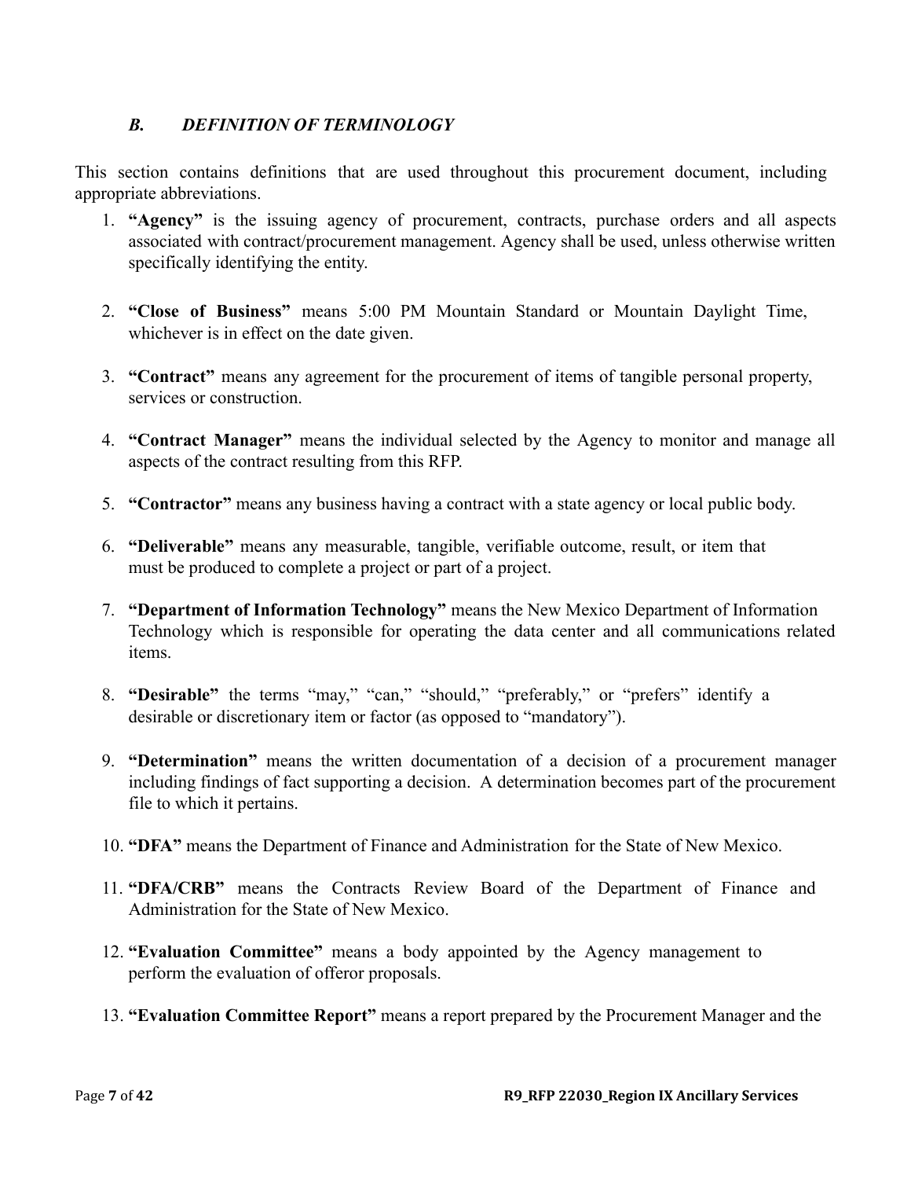### *B. DEFINITION OF TERMINOLOGY*

This section contains definitions that are used throughout this procurement document, including appropriate abbreviations.

1. **"Agency"** is the issuing agency of procurement, contracts, purchase orders and all aspects associated with contract/procurement management. Agency shall be used, unless otherwise written specifically identifying the entity.

2. **"Close of Business"** means 5:00 PM Mountain Standard or Mountain Daylight Time, whichever is in effect on the date given.

3. **"Contract"** means any agreement for the procurement of items of tangible personal property, services or construction.

4. **"Contract Manager"** means the individual selected by the Agency to monitor and manage all aspects of the contract resulting from this RFP.

5. **"Contractor"** means any business having a contract with a state agency or local public body.

6. **"Deliverable"** means any measurable, tangible, verifiable outcome, result, or item that must be produced to complete a project or part of a project.

7. **"Department of Information Technology"** means the New Mexico Department of Information Technology which is responsible for operating the data center and all communications related items.

8. **"Desirable"** the terms "may," "can," "should," "preferably," or "prefers" identify a desirable or discretionary item or factor (as opposed to "mandatory").

9. **"Determination"** means the written documentation of a decision of a procurement manager including findings of fact supporting a decision. A determination becomes part of the procurement file to which it pertains.

10. **"DFA"** means the Department of Finance and Administration for the State of New Mexico.

11. **"DFA/CRB"** means the Contracts Review Board of the Department of Finance and Administration for the State of New Mexico.

12. **"Evaluation Committee"** means a body appointed by the Agency management to perform the evaluation of offeror proposals.

13. **"Evaluation Committee Report"** means a report prepared by the Procurement Manager and the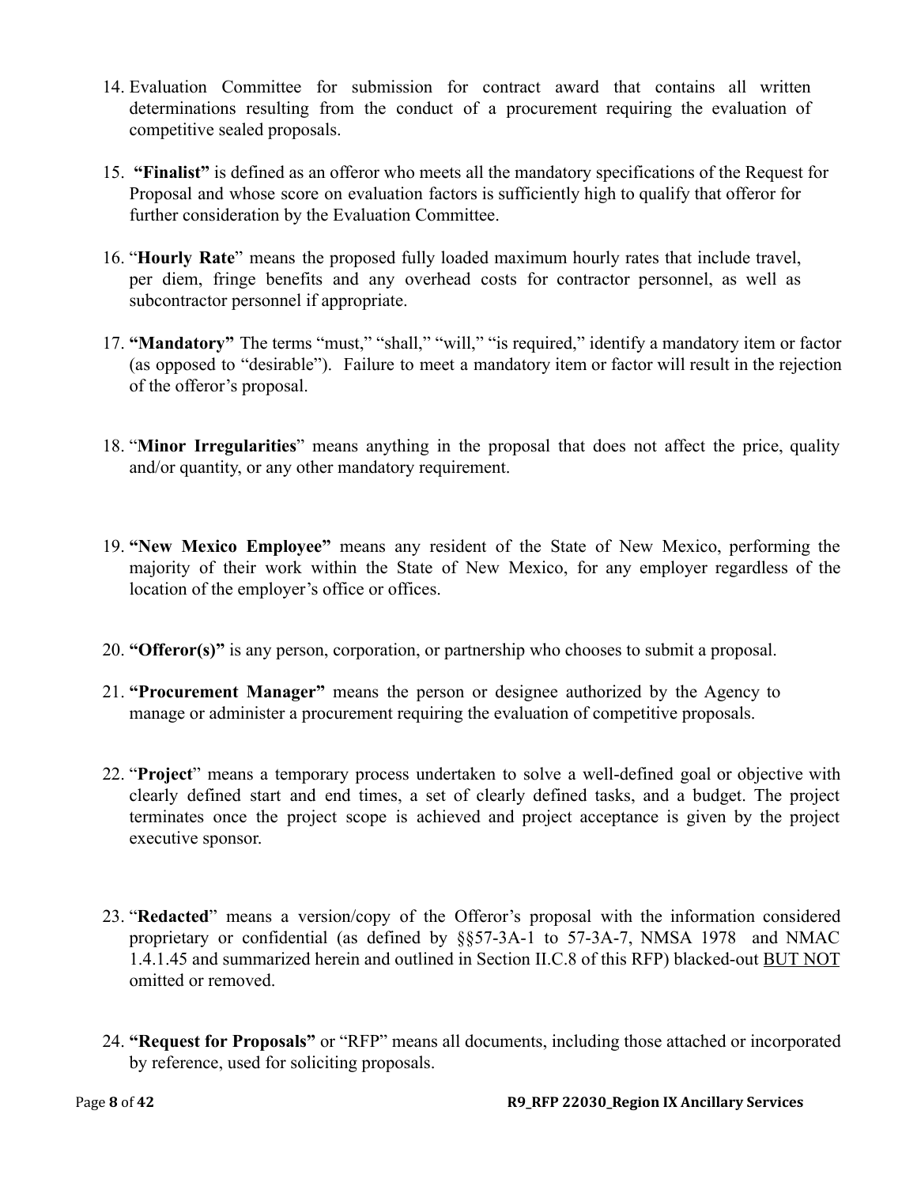14. Evaluation Committee for submission for contract award that contains all written determinations resulting from the conduct of a procurement requiring the evaluation of competitive sealed proposals.

15. **"Finalist"** is defined as an offeror who meets all the mandatory specifications of the Request for Proposal and whose score on evaluation factors is sufficiently high to qualify that offeror for further consideration by the Evaluation Committee.

16. "**Hourly Rate**" means the proposed fully loaded maximum hourly rates that include travel, per diem, fringe benefits and any overhead costs for contractor personnel, as well as subcontractor personnel if appropriate.

17. **"Mandatory"** The terms "must," "shall," "will," "is required," identify a mandatory item or factor (as opposed to "desirable"). Failure to meet a mandatory item or factor will result in the rejection of the offeror's proposal.

18. "**Minor Irregularities**" means anything in the proposal that does not affect the price, quality and/or quantity, or any other mandatory requirement.

19. **"New Mexico Employee"** means any resident of the State of New Mexico, performing the majority of their work within the State of New Mexico, for any employer regardless of the location of the employer's office or offices.

20. **"Offeror(s)"** is any person, corporation, or partnership who chooses to submit a proposal.

21. **"Procurement Manager"** means the person or designee authorized by the Agency to manage or administer a procurement requiring the evaluation of competitive proposals.

22. "**Project**" means a temporary process undertaken to solve a well-defined goal or objective with clearly defined start and end times, a set of clearly defined tasks, and a budget. The project terminates once the project scope is achieved and project acceptance is given by the project executive sponsor.

23. "**Redacted**" means a version/copy of the Offeror's proposal with the information considered proprietary or confidential (as defined by §§57-3A-1 to 57-3A-7, NMSA 1978 and NMAC 1.4.1.45 and summarized herein and outlined in Section II.C.8 of this RFP) blacked-out <u>BUT NOT</u> omitted or removed.

24. **"Request for Proposals"** or "RFP" means all documents, including those attached or incorporated by reference, used for soliciting proposals.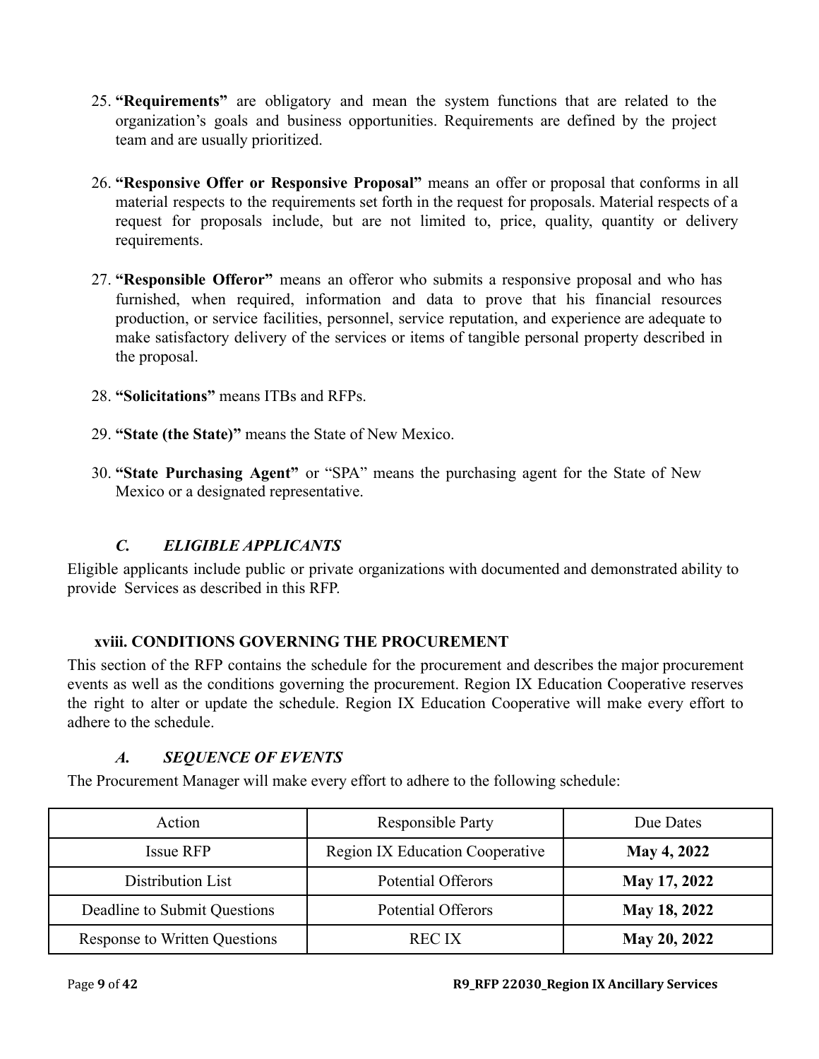25. **"Requirements"** are obligatory and mean the system functions that are related to the organization's goals and business opportunities. Requirements are defined by the project team and are usually prioritized.

26. **"Responsive Offer or Responsive Proposal"** means an offer or proposal that conforms in all material respects to the requirements set forth in the request for proposals. Material respects of a request for proposals include, but are not limited to, price, quality, quantity or delivery requirements.

27. **"Responsible Offeror"** means an offeror who submits a responsive proposal and who has furnished, when required, information and data to prove that his financial resources production, or service facilities, personnel, service reputation, and experience are adequate to make satisfactory delivery of the services or items of tangible personal property described in the proposal.

28. **"Solicitations"** means ITBs and RFPs.

29. **"State (the State)"** means the State of New Mexico.

30. **"State Purchasing Agent"** or "SPA" means the purchasing agent for the State of New Mexico or a designated representative.

### *C. ELIGIBLE APPLICANTS*

Eligible applicants include public or private organizations with documented and demonstrated ability to provide Services as described in this RFP.

## xviii. CONDITIONS GOVERNING THE PROCUREMENT

This section of the RFP contains the schedule for the procurement and describes the major procurement events as well as the conditions governing the procurement. Region IX Education Cooperative reserves the right to alter or update the schedule. Region IX Education Cooperative will make every effort to adhere to the schedule.

### *A. SEQUENCE OF EVENTS*

The Procurement Manager will make every effort to adhere to the following schedule:

| Action | Responsible Party | Due Dates |
|---|---|---|
| Issue RFP | Region IX Education Cooperative | **May 4, 2022** |
| Distribution List | Potential Offerors | **May 17, 2022** |
| Deadline to Submit Questions | Potential Offerors | **May 18, 2022** |
| Response to Written Questions | REC IX | **May 20, 2022** |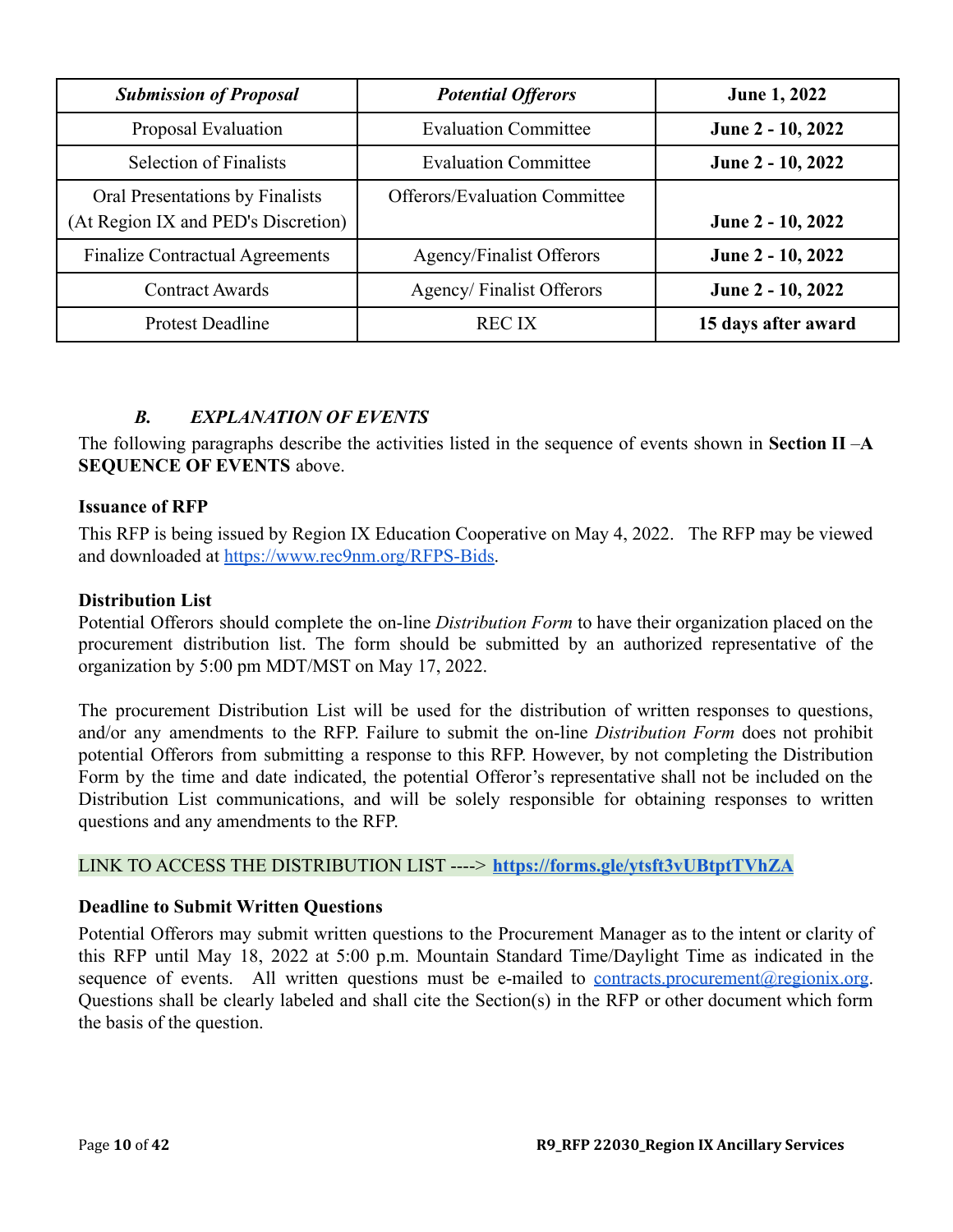| *Submission of Proposal* | *Potential Offerors* | **June 1, 2022** |
|---|---|---|
| Proposal Evaluation | Evaluation Committee | **June 2 - 10, 2022** |
| Selection of Finalists | Evaluation Committee | **June 2 - 10, 2022** |
| Oral Presentations by Finalists (At Region IX and PED's Discretion) | Offerors/Evaluation Committee | **June 2 - 10, 2022** |
| Finalize Contractual Agreements | Agency/Finalist Offerors | **June 2 - 10, 2022** |
| Contract Awards | Agency/ Finalist Offerors | **June 2 - 10, 2022** |
| Protest Deadline | REC IX | **15 days after award** |

### *B. EXPLANATION OF EVENTS*

The following paragraphs describe the activities listed in the sequence of events shown in **Section II –A SEQUENCE OF EVENTS** above.

**Issuance of RFP**

This RFP is being issued by Region IX Education Cooperative on May 4, 2022. The RFP may be viewed and downloaded at https://www.rec9nm.org/RFPS-Bids.

**Distribution List**

Potential Offerors should complete the on-line *Distribution Form* to have their organization placed on the procurement distribution list. The form should be submitted by an authorized representative of the organization by 5:00 pm MDT/MST on May 17, 2022.

The procurement Distribution List will be used for the distribution of written responses to questions, and/or any amendments to the RFP. Failure to submit the on-line *Distribution Form* does not prohibit potential Offerors from submitting a response to this RFP. However, by not completing the Distribution Form by the time and date indicated, the potential Offeror's representative shall not be included on the Distribution List communications, and will be solely responsible for obtaining responses to written questions and any amendments to the RFP.

LINK TO ACCESS THE DISTRIBUTION LIST ----> **https://forms.gle/ytsft3vUBtptTVhZA**

**Deadline to Submit Written Questions**

Potential Offerors may submit written questions to the Procurement Manager as to the intent or clarity of this RFP until May 18, 2022 at 5:00 p.m. Mountain Standard Time/Daylight Time as indicated in the sequence of events. All written questions must be e-mailed to contracts.procurement@regionix.org. Questions shall be clearly labeled and shall cite the Section(s) in the RFP or other document which form the basis of the question.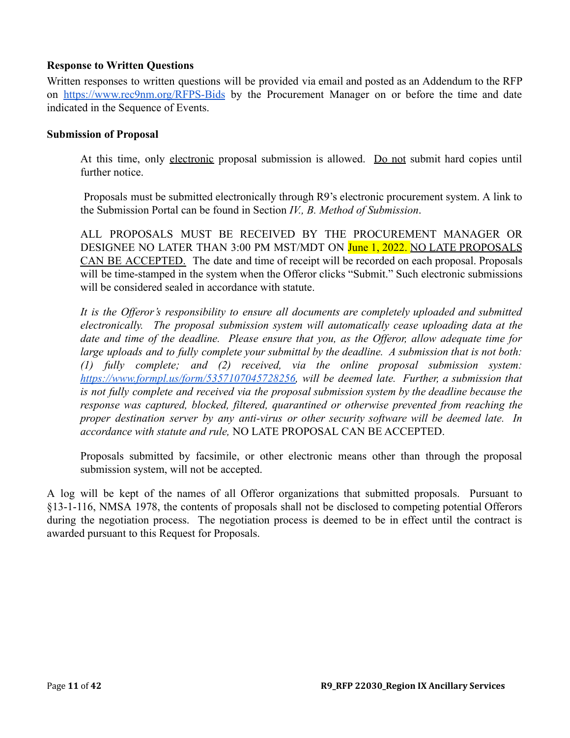**Response to Written Questions**

Written responses to written questions will be provided via email and posted as an Addendum to the RFP on https://www.rec9nm.org/RFPS-Bids by the Procurement Manager on or before the time and date indicated in the Sequence of Events.

**Submission of Proposal**

At this time, only electronic proposal submission is allowed. Do not submit hard copies until further notice.

Proposals must be submitted electronically through R9's electronic procurement system. A link to the Submission Portal can be found in Section *IV., B. Method of Submission*.

ALL PROPOSALS MUST BE RECEIVED BY THE PROCUREMENT MANAGER OR DESIGNEE NO LATER THAN 3:00 PM MST/MDT ON June 1, 2022. NO LATE PROPOSALS CAN BE ACCEPTED. The date and time of receipt will be recorded on each proposal. Proposals will be time-stamped in the system when the Offeror clicks "Submit." Such electronic submissions will be considered sealed in accordance with statute.

*It is the Offeror's responsibility to ensure all documents are completely uploaded and submitted electronically. The proposal submission system will automatically cease uploading data at the date and time of the deadline. Please ensure that you, as the Offeror, allow adequate time for large uploads and to fully complete your submittal by the deadline. A submission that is not both: (1) fully complete; and (2) received, via the online proposal submission system: https://www.formpl.us/form/5357107045728256, will be deemed late. Further, a submission that is not fully complete and received via the proposal submission system by the deadline because the response was captured, blocked, filtered, quarantined or otherwise prevented from reaching the proper destination server by any anti-virus or other security software will be deemed late. In accordance with statute and rule,* NO LATE PROPOSAL CAN BE ACCEPTED.

Proposals submitted by facsimile, or other electronic means other than through the proposal submission system, will not be accepted.

A log will be kept of the names of all Offeror organizations that submitted proposals. Pursuant to §13-1-116, NMSA 1978, the contents of proposals shall not be disclosed to competing potential Offerors during the negotiation process. The negotiation process is deemed to be in effect until the contract is awarded pursuant to this Request for Proposals.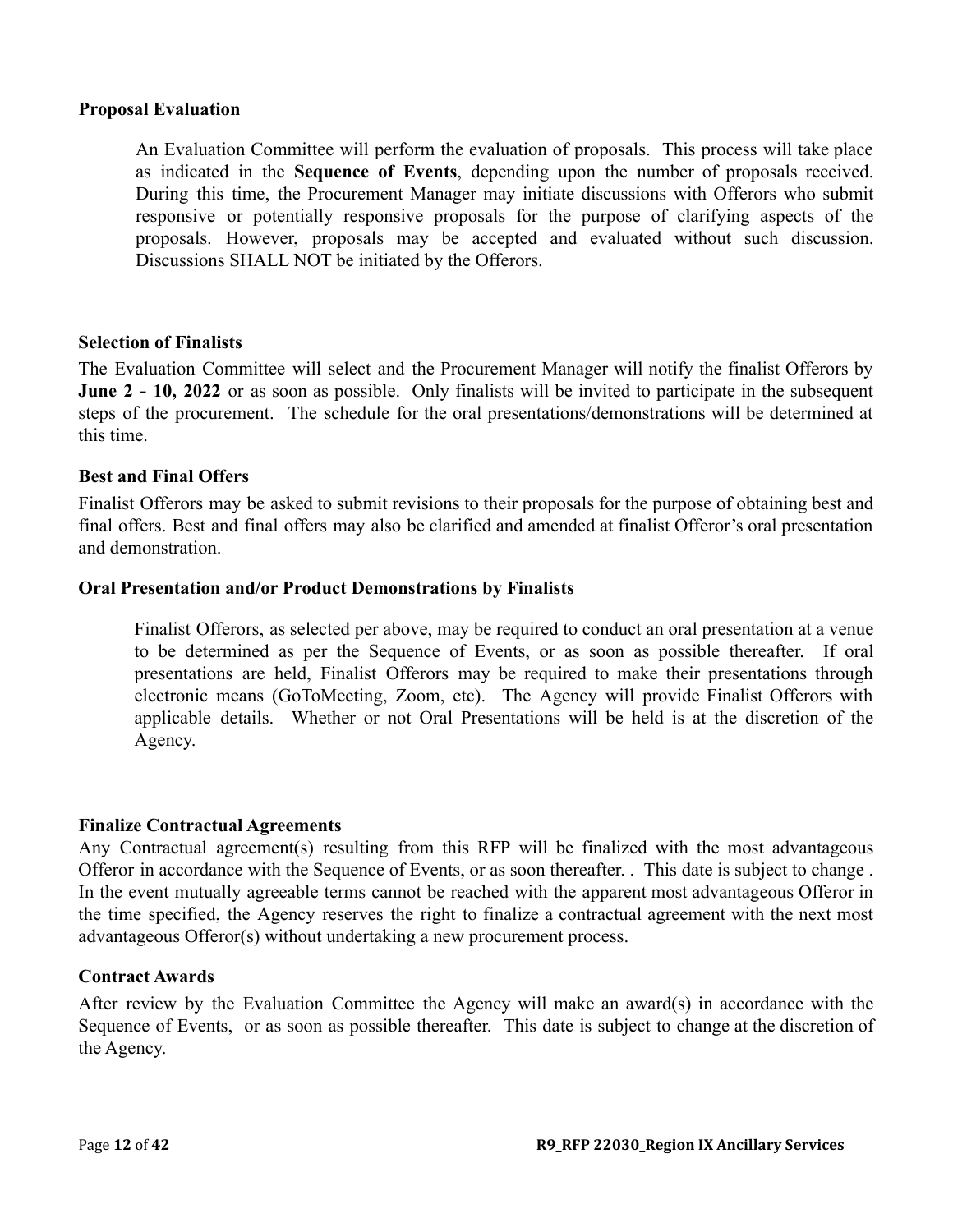### Proposal Evaluation

An Evaluation Committee will perform the evaluation of proposals. This process will take place as indicated in the **Sequence of Events**, depending upon the number of proposals received. During this time, the Procurement Manager may initiate discussions with Offerors who submit responsive or potentially responsive proposals for the purpose of clarifying aspects of the proposals. However, proposals may be accepted and evaluated without such discussion. Discussions SHALL NOT be initiated by the Offerors.

### Selection of Finalists

The Evaluation Committee will select and the Procurement Manager will notify the finalist Offerors by **June 2 - 10, 2022** or as soon as possible. Only finalists will be invited to participate in the subsequent steps of the procurement. The schedule for the oral presentations/demonstrations will be determined at this time.

### Best and Final Offers

Finalist Offerors may be asked to submit revisions to their proposals for the purpose of obtaining best and final offers. Best and final offers may also be clarified and amended at finalist Offeror's oral presentation and demonstration.

### Oral Presentation and/or Product Demonstrations by Finalists

Finalist Offerors, as selected per above, may be required to conduct an oral presentation at a venue to be determined as per the Sequence of Events, or as soon as possible thereafter. If oral presentations are held, Finalist Offerors may be required to make their presentations through electronic means (GoToMeeting, Zoom, etc). The Agency will provide Finalist Offerors with applicable details. Whether or not Oral Presentations will be held is at the discretion of the Agency.

### Finalize Contractual Agreements

Any Contractual agreement(s) resulting from this RFP will be finalized with the most advantageous Offeror in accordance with the Sequence of Events, or as soon thereafter. . This date is subject to change . In the event mutually agreeable terms cannot be reached with the apparent most advantageous Offeror in the time specified, the Agency reserves the right to finalize a contractual agreement with the next most advantageous Offeror(s) without undertaking a new procurement process.

### Contract Awards

After review by the Evaluation Committee the Agency will make an award(s) in accordance with the Sequence of Events, or as soon as possible thereafter. This date is subject to change at the discretion of the Agency.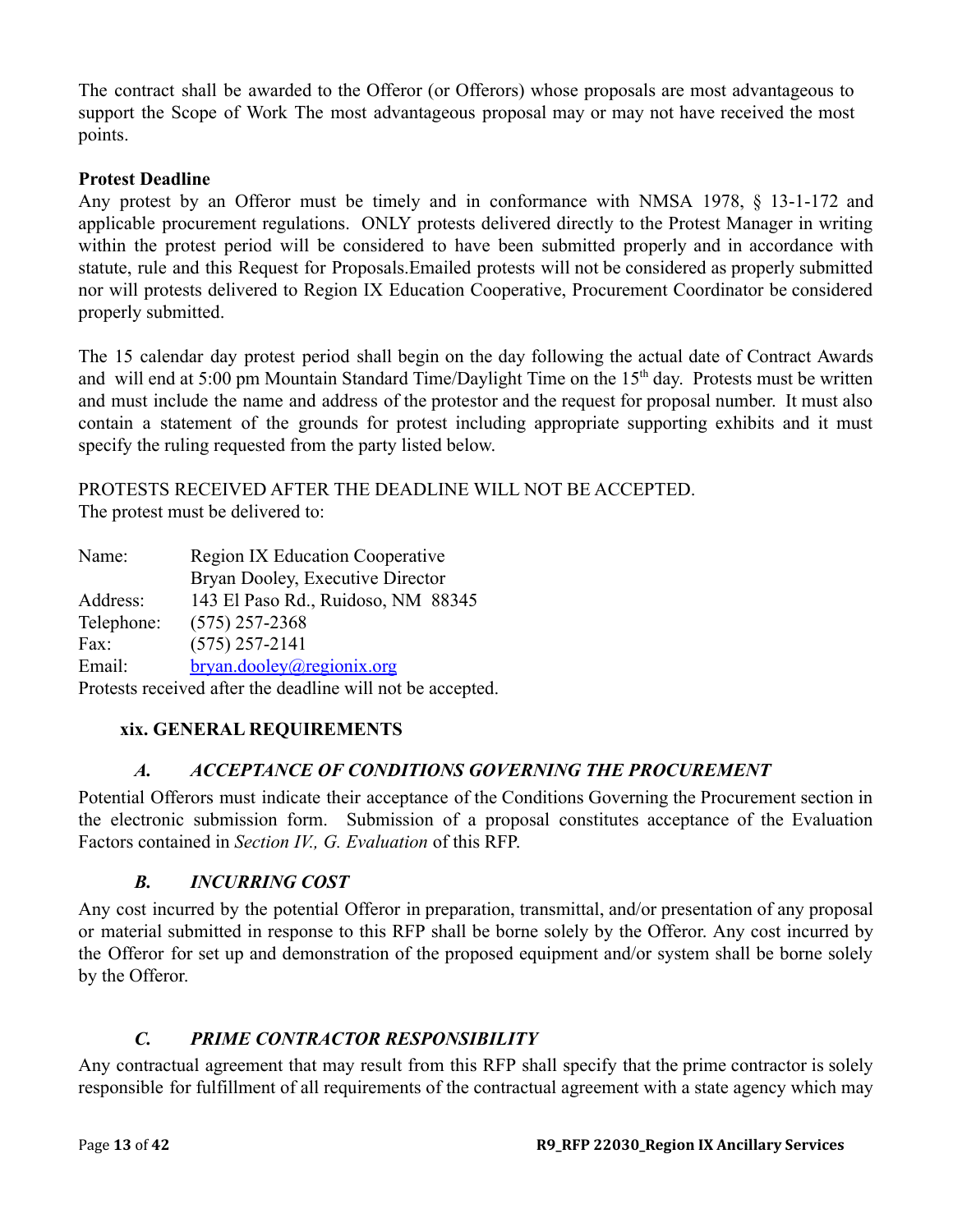The contract shall be awarded to the Offeror (or Offerors) whose proposals are most advantageous to support the Scope of Work The most advantageous proposal may or may not have received the most points.

**Protest Deadline**

Any protest by an Offeror must be timely and in conformance with NMSA 1978, § 13-1-172 and applicable procurement regulations. ONLY protests delivered directly to the Protest Manager in writing within the protest period will be considered to have been submitted properly and in accordance with statute, rule and this Request for Proposals.Emailed protests will not be considered as properly submitted nor will protests delivered to Region IX Education Cooperative, Procurement Coordinator be considered properly submitted.

The 15 calendar day protest period shall begin on the day following the actual date of Contract Awards and will end at 5:00 pm Mountain Standard Time/Daylight Time on the 15th day. Protests must be written and must include the name and address of the protestor and the request for proposal number. It must also contain a statement of the grounds for protest including appropriate supporting exhibits and it must specify the ruling requested from the party listed below.

PROTESTS RECEIVED AFTER THE DEADLINE WILL NOT BE ACCEPTED.
The protest must be delivered to:

| | |
|---|---|
| Name: | Region IX Education Cooperative |
| | Bryan Dooley, Executive Director |
| Address: | 143 El Paso Rd., Ruidoso, NM 88345 |
| Telephone: | (575) 257-2368 |
| Fax: | (575) 257-2141 |
| Email: | bryan.dooley@regionix.org |

Protests received after the deadline will not be accepted.

## xix. GENERAL REQUIREMENTS

### *A. ACCEPTANCE OF CONDITIONS GOVERNING THE PROCUREMENT*

Potential Offerors must indicate their acceptance of the Conditions Governing the Procurement section in the electronic submission form. Submission of a proposal constitutes acceptance of the Evaluation Factors contained in *Section IV., G. Evaluation* of this RFP.

### *B. INCURRING COST*

Any cost incurred by the potential Offeror in preparation, transmittal, and/or presentation of any proposal or material submitted in response to this RFP shall be borne solely by the Offeror. Any cost incurred by the Offeror for set up and demonstration of the proposed equipment and/or system shall be borne solely by the Offeror.

### *C. PRIME CONTRACTOR RESPONSIBILITY*

Any contractual agreement that may result from this RFP shall specify that the prime contractor is solely responsible for fulfillment of all requirements of the contractual agreement with a state agency which may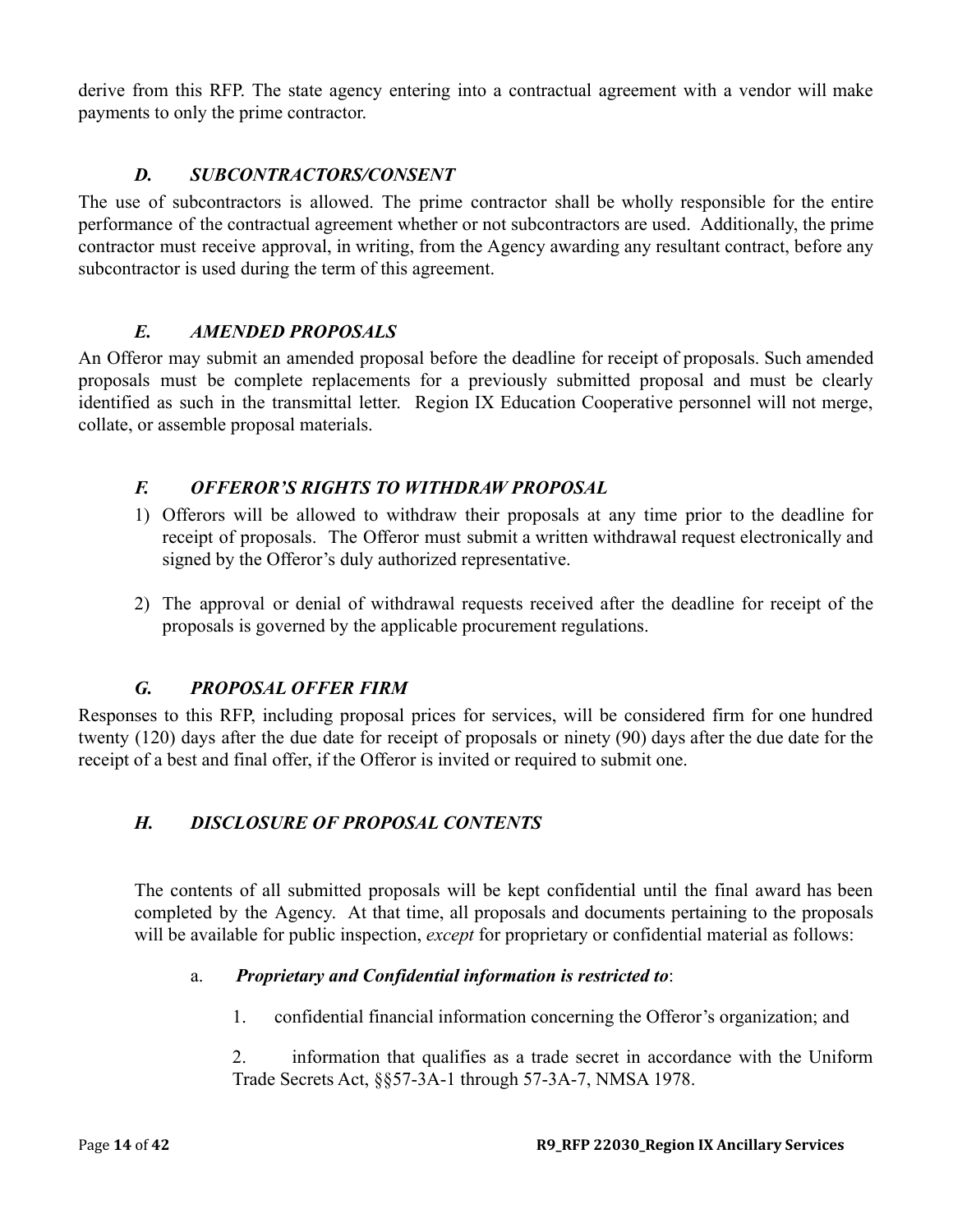derive from this RFP. The state agency entering into a contractual agreement with a vendor will make payments to only the prime contractor.

### *D. SUBCONTRACTORS/CONSENT*

The use of subcontractors is allowed. The prime contractor shall be wholly responsible for the entire performance of the contractual agreement whether or not subcontractors are used. Additionally, the prime contractor must receive approval, in writing, from the Agency awarding any resultant contract, before any subcontractor is used during the term of this agreement.

### *E. AMENDED PROPOSALS*

An Offeror may submit an amended proposal before the deadline for receipt of proposals. Such amended proposals must be complete replacements for a previously submitted proposal and must be clearly identified as such in the transmittal letter. Region IX Education Cooperative personnel will not merge, collate, or assemble proposal materials.

### *F. OFFEROR'S RIGHTS TO WITHDRAW PROPOSAL*

1) Offerors will be allowed to withdraw their proposals at any time prior to the deadline for receipt of proposals. The Offeror must submit a written withdrawal request electronically and signed by the Offeror's duly authorized representative.

2) The approval or denial of withdrawal requests received after the deadline for receipt of the proposals is governed by the applicable procurement regulations.

### *G. PROPOSAL OFFER FIRM*

Responses to this RFP, including proposal prices for services, will be considered firm for one hundred twenty (120) days after the due date for receipt of proposals or ninety (90) days after the due date for the receipt of a best and final offer, if the Offeror is invited or required to submit one.

### *H. DISCLOSURE OF PROPOSAL CONTENTS*

The contents of all submitted proposals will be kept confidential until the final award has been completed by the Agency. At that time, all proposals and documents pertaining to the proposals will be available for public inspection, *except* for proprietary or confidential material as follows:

a. ***Proprietary and Confidential information is restricted to***:

1. confidential financial information concerning the Offeror's organization; and

2. information that qualifies as a trade secret in accordance with the Uniform Trade Secrets Act, §§57-3A-1 through 57-3A-7, NMSA 1978.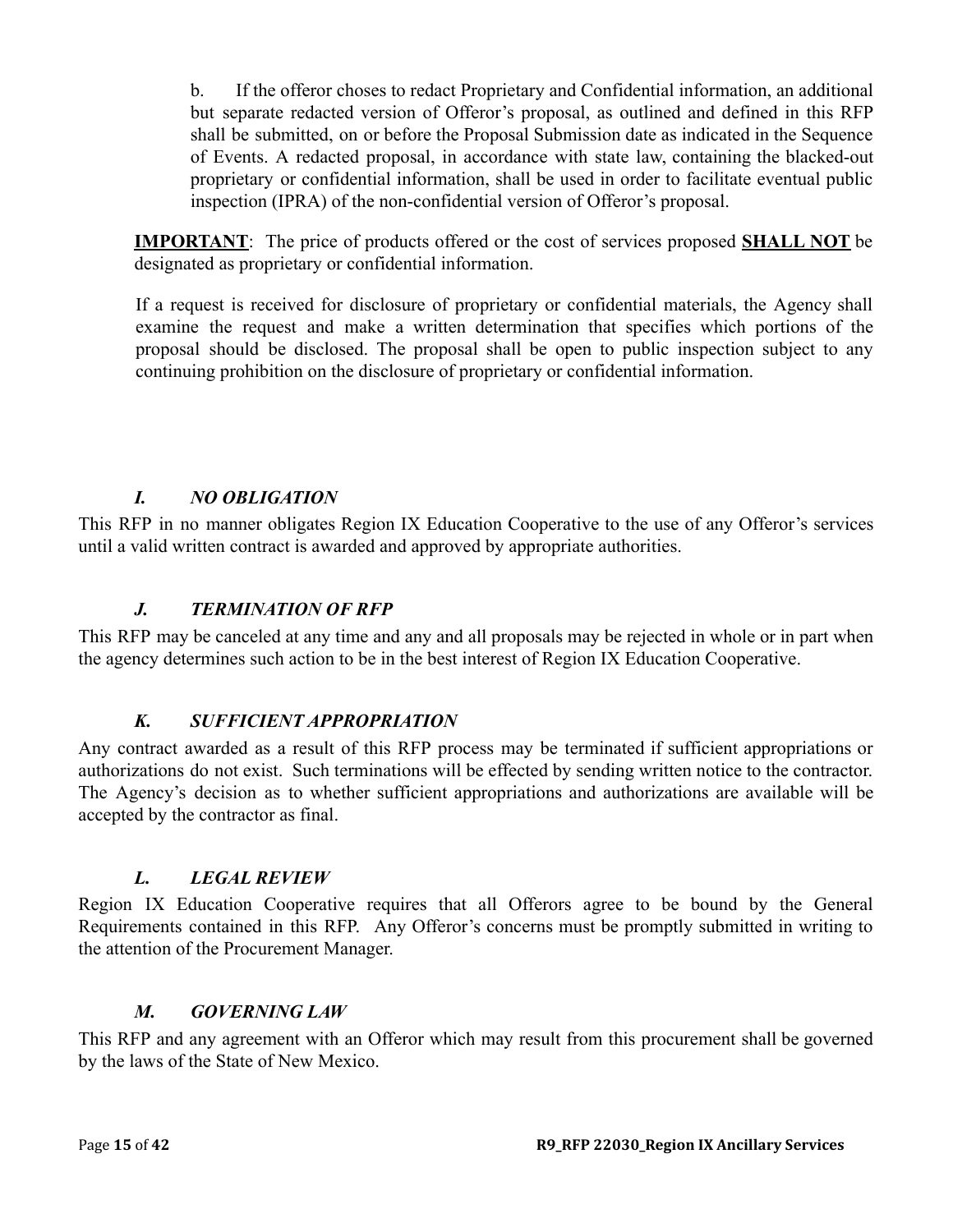b. If the offeror choses to redact Proprietary and Confidential information, an additional but separate redacted version of Offeror's proposal, as outlined and defined in this RFP shall be submitted, on or before the Proposal Submission date as indicated in the Sequence of Events. A redacted proposal, in accordance with state law, containing the blacked-out proprietary or confidential information, shall be used in order to facilitate eventual public inspection (IPRA) of the non-confidential version of Offeror's proposal.

**IMPORTANT**: The price of products offered or the cost of services proposed **SHALL NOT** be designated as proprietary or confidential information.

If a request is received for disclosure of proprietary or confidential materials, the Agency shall examine the request and make a written determination that specifies which portions of the proposal should be disclosed. The proposal shall be open to public inspection subject to any continuing prohibition on the disclosure of proprietary or confidential information.

### *I. NO OBLIGATION*

This RFP in no manner obligates Region IX Education Cooperative to the use of any Offeror's services until a valid written contract is awarded and approved by appropriate authorities.

### *J. TERMINATION OF RFP*

This RFP may be canceled at any time and any and all proposals may be rejected in whole or in part when the agency determines such action to be in the best interest of Region IX Education Cooperative.

### *K. SUFFICIENT APPROPRIATION*

Any contract awarded as a result of this RFP process may be terminated if sufficient appropriations or authorizations do not exist. Such terminations will be effected by sending written notice to the contractor. The Agency's decision as to whether sufficient appropriations and authorizations are available will be accepted by the contractor as final.

### *L. LEGAL REVIEW*

Region IX Education Cooperative requires that all Offerors agree to be bound by the General Requirements contained in this RFP. Any Offeror's concerns must be promptly submitted in writing to the attention of the Procurement Manager.

### *M. GOVERNING LAW*

This RFP and any agreement with an Offeror which may result from this procurement shall be governed by the laws of the State of New Mexico.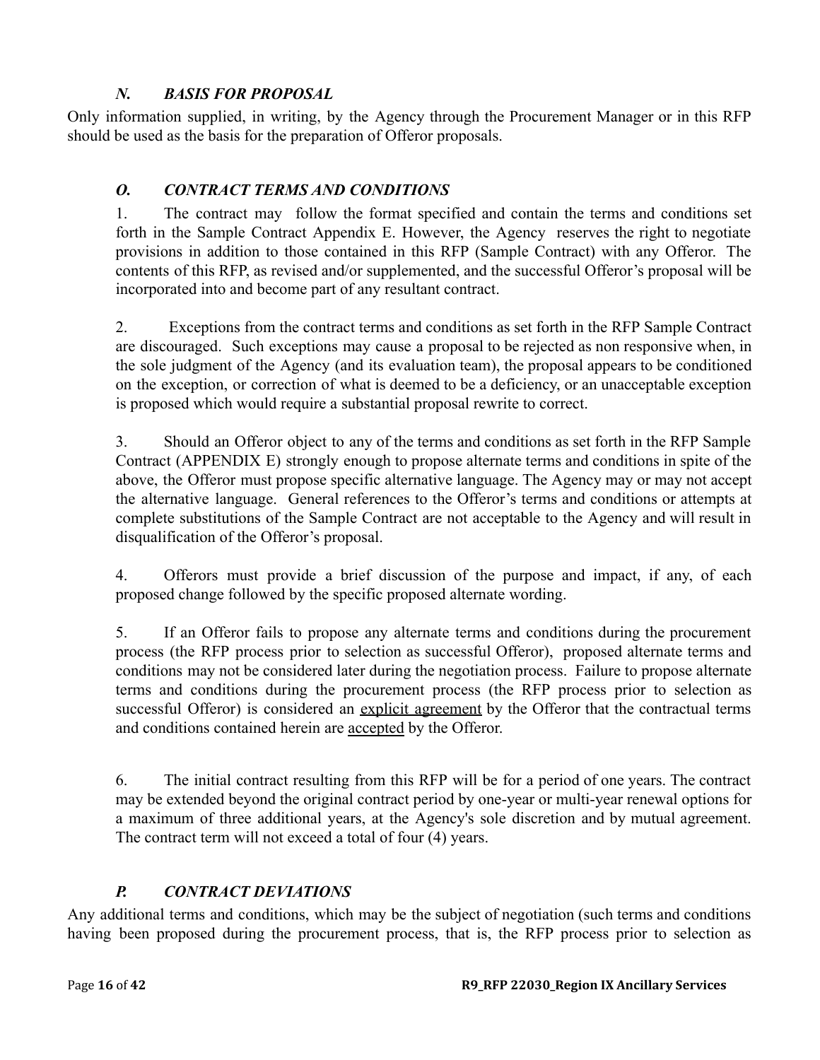### *N. BASIS FOR PROPOSAL*

Only information supplied, in writing, by the Agency through the Procurement Manager or in this RFP should be used as the basis for the preparation of Offeror proposals.

### *O. CONTRACT TERMS AND CONDITIONS*

1. The contract may follow the format specified and contain the terms and conditions set forth in the Sample Contract Appendix E. However, the Agency reserves the right to negotiate provisions in addition to those contained in this RFP (Sample Contract) with any Offeror. The contents of this RFP, as revised and/or supplemented, and the successful Offeror's proposal will be incorporated into and become part of any resultant contract.

2. Exceptions from the contract terms and conditions as set forth in the RFP Sample Contract are discouraged. Such exceptions may cause a proposal to be rejected as non responsive when, in the sole judgment of the Agency (and its evaluation team), the proposal appears to be conditioned on the exception, or correction of what is deemed to be a deficiency, or an unacceptable exception is proposed which would require a substantial proposal rewrite to correct.

3. Should an Offeror object to any of the terms and conditions as set forth in the RFP Sample Contract (APPENDIX E) strongly enough to propose alternate terms and conditions in spite of the above, the Offeror must propose specific alternative language. The Agency may or may not accept the alternative language. General references to the Offeror's terms and conditions or attempts at complete substitutions of the Sample Contract are not acceptable to the Agency and will result in disqualification of the Offeror's proposal.

4. Offerors must provide a brief discussion of the purpose and impact, if any, of each proposed change followed by the specific proposed alternate wording.

5. If an Offeror fails to propose any alternate terms and conditions during the procurement process (the RFP process prior to selection as successful Offeror), proposed alternate terms and conditions may not be considered later during the negotiation process. Failure to propose alternate terms and conditions during the procurement process (the RFP process prior to selection as successful Offeror) is considered an <u>explicit agreement</u> by the Offeror that the contractual terms and conditions contained herein are <u>accepted</u> by the Offeror.

6. The initial contract resulting from this RFP will be for a period of one years. The contract may be extended beyond the original contract period by one-year or multi-year renewal options for a maximum of three additional years, at the Agency's sole discretion and by mutual agreement. The contract term will not exceed a total of four (4) years.

### *P. CONTRACT DEVIATIONS*

Any additional terms and conditions, which may be the subject of negotiation (such terms and conditions having been proposed during the procurement process, that is, the RFP process prior to selection as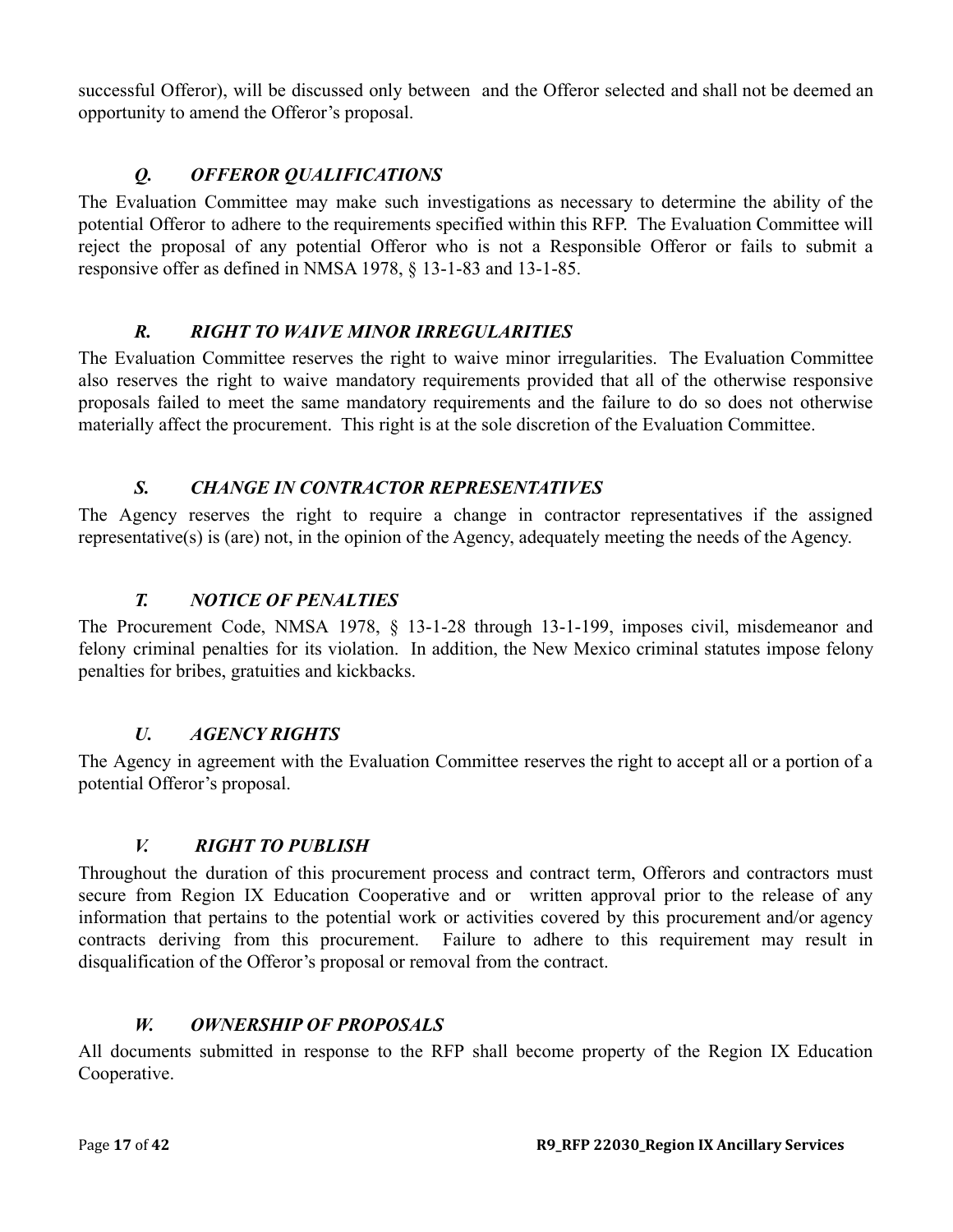successful Offeror), will be discussed only between  and the Offeror selected and shall not be deemed an opportunity to amend the Offeror's proposal.

### *Q. OFFEROR QUALIFICATIONS*

The Evaluation Committee may make such investigations as necessary to determine the ability of the potential Offeror to adhere to the requirements specified within this RFP. The Evaluation Committee will reject the proposal of any potential Offeror who is not a Responsible Offeror or fails to submit a responsive offer as defined in NMSA 1978, § 13-1-83 and 13-1-85.

### *R. RIGHT TO WAIVE MINOR IRREGULARITIES*

The Evaluation Committee reserves the right to waive minor irregularities. The Evaluation Committee also reserves the right to waive mandatory requirements provided that all of the otherwise responsive proposals failed to meet the same mandatory requirements and the failure to do so does not otherwise materially affect the procurement. This right is at the sole discretion of the Evaluation Committee.

### *S. CHANGE IN CONTRACTOR REPRESENTATIVES*

The Agency reserves the right to require a change in contractor representatives if the assigned representative(s) is (are) not, in the opinion of the Agency, adequately meeting the needs of the Agency.

### *T. NOTICE OF PENALTIES*

The Procurement Code, NMSA 1978, § 13-1-28 through 13-1-199, imposes civil, misdemeanor and felony criminal penalties for its violation. In addition, the New Mexico criminal statutes impose felony penalties for bribes, gratuities and kickbacks.

### *U. AGENCY RIGHTS*

The Agency in agreement with the Evaluation Committee reserves the right to accept all or a portion of a potential Offeror's proposal.

### *V. RIGHT TO PUBLISH*

Throughout the duration of this procurement process and contract term, Offerors and contractors must secure from Region IX Education Cooperative and or  written approval prior to the release of any information that pertains to the potential work or activities covered by this procurement and/or agency contracts deriving from this procurement. Failure to adhere to this requirement may result in disqualification of the Offeror's proposal or removal from the contract.

### *W. OWNERSHIP OF PROPOSALS*

All documents submitted in response to the RFP shall become property of the Region IX Education Cooperative.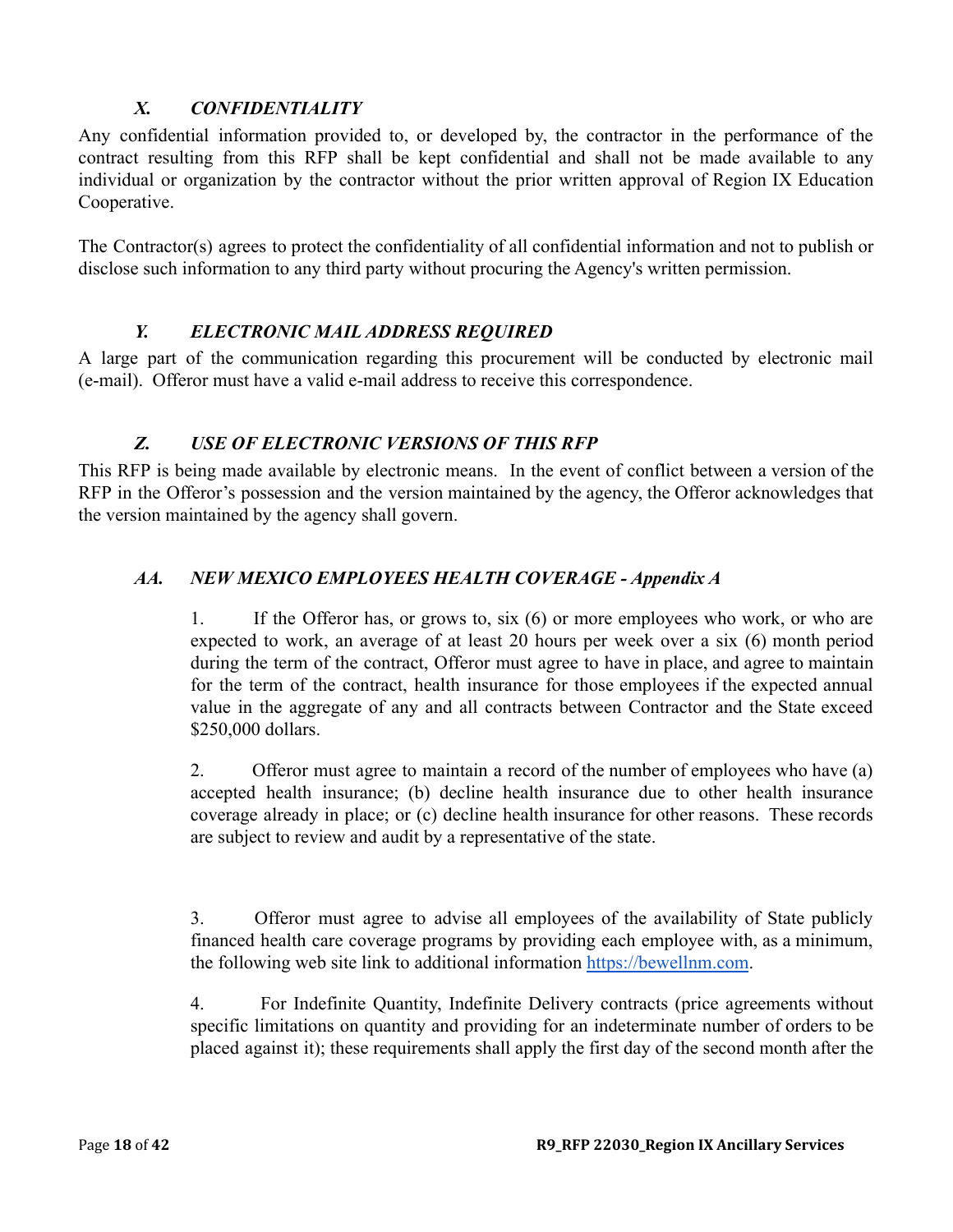### *X. CONFIDENTIALITY*

Any confidential information provided to, or developed by, the contractor in the performance of the contract resulting from this RFP shall be kept confidential and shall not be made available to any individual or organization by the contractor without the prior written approval of Region IX Education Cooperative.

The Contractor(s) agrees to protect the confidentiality of all confidential information and not to publish or disclose such information to any third party without procuring the Agency's written permission.

### *Y. ELECTRONIC MAIL ADDRESS REQUIRED*

A large part of the communication regarding this procurement will be conducted by electronic mail (e-mail). Offeror must have a valid e-mail address to receive this correspondence.

### *Z. USE OF ELECTRONIC VERSIONS OF THIS RFP*

This RFP is being made available by electronic means. In the event of conflict between a version of the RFP in the Offeror's possession and the version maintained by the agency, the Offeror acknowledges that the version maintained by the agency shall govern.

### *AA. NEW MEXICO EMPLOYEES HEALTH COVERAGE - Appendix A*

1. If the Offeror has, or grows to, six (6) or more employees who work, or who are expected to work, an average of at least 20 hours per week over a six (6) month period during the term of the contract, Offeror must agree to have in place, and agree to maintain for the term of the contract, health insurance for those employees if the expected annual value in the aggregate of any and all contracts between Contractor and the State exceed $250,000 dollars.

2. Offeror must agree to maintain a record of the number of employees who have (a) accepted health insurance; (b) decline health insurance due to other health insurance coverage already in place; or (c) decline health insurance for other reasons. These records are subject to review and audit by a representative of the state.

3. Offeror must agree to advise all employees of the availability of State publicly financed health care coverage programs by providing each employee with, as a minimum, the following web site link to additional information https://bewellnm.com.

4. For Indefinite Quantity, Indefinite Delivery contracts (price agreements without specific limitations on quantity and providing for an indeterminate number of orders to be placed against it); these requirements shall apply the first day of the second month after the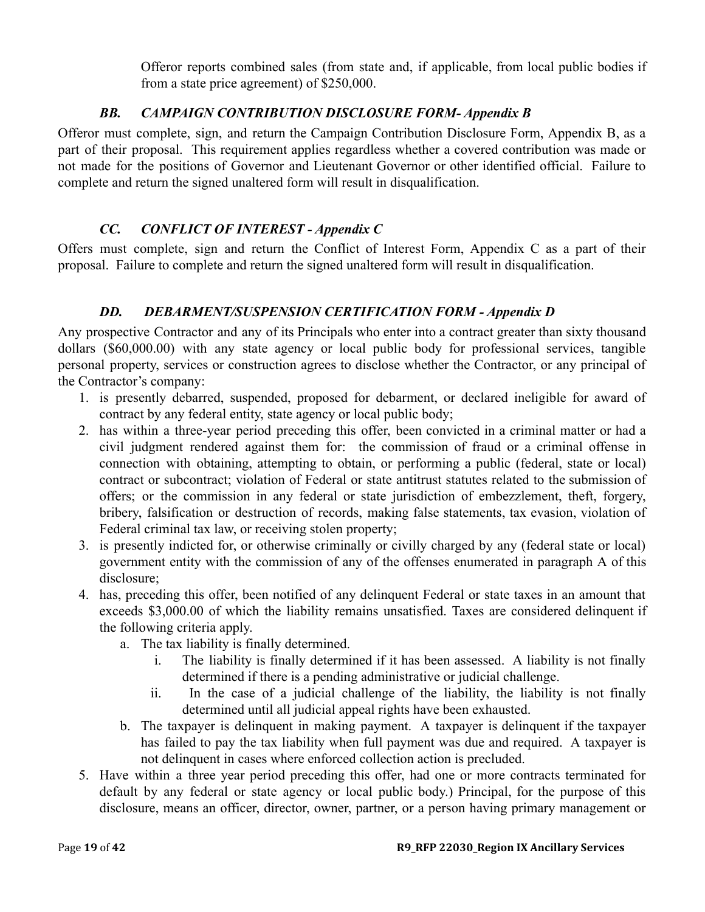Offeror reports combined sales (from state and, if applicable, from local public bodies if from a state price agreement) of $250,000.

### *BB. CAMPAIGN CONTRIBUTION DISCLOSURE FORM- Appendix B*

Offeror must complete, sign, and return the Campaign Contribution Disclosure Form, Appendix B, as a part of their proposal. This requirement applies regardless whether a covered contribution was made or not made for the positions of Governor and Lieutenant Governor or other identified official. Failure to complete and return the signed unaltered form will result in disqualification.

### *CC. CONFLICT OF INTEREST - Appendix C*

Offers must complete, sign and return the Conflict of Interest Form, Appendix C as a part of their proposal. Failure to complete and return the signed unaltered form will result in disqualification.

### *DD. DEBARMENT/SUSPENSION CERTIFICATION FORM - Appendix D*

Any prospective Contractor and any of its Principals who enter into a contract greater than sixty thousand dollars ($60,000.00) with any state agency or local public body for professional services, tangible personal property, services or construction agrees to disclose whether the Contractor, or any principal of the Contractor's company:

1. is presently debarred, suspended, proposed for debarment, or declared ineligible for award of contract by any federal entity, state agency or local public body;
2. has within a three-year period preceding this offer, been convicted in a criminal matter or had a civil judgment rendered against them for: the commission of fraud or a criminal offense in connection with obtaining, attempting to obtain, or performing a public (federal, state or local) contract or subcontract; violation of Federal or state antitrust statutes related to the submission of offers; or the commission in any federal or state jurisdiction of embezzlement, theft, forgery, bribery, falsification or destruction of records, making false statements, tax evasion, violation of Federal criminal tax law, or receiving stolen property;
3. is presently indicted for, or otherwise criminally or civilly charged by any (federal state or local) government entity with the commission of any of the offenses enumerated in paragraph A of this disclosure;
4. has, preceding this offer, been notified of any delinquent Federal or state taxes in an amount that exceeds $3,000.00 of which the liability remains unsatisfied. Taxes are considered delinquent if the following criteria apply.
   a. The tax liability is finally determined.
      i. The liability is finally determined if it has been assessed. A liability is not finally determined if there is a pending administrative or judicial challenge.
      ii. In the case of a judicial challenge of the liability, the liability is not finally determined until all judicial appeal rights have been exhausted.
   b. The taxpayer is delinquent in making payment. A taxpayer is delinquent if the taxpayer has failed to pay the tax liability when full payment was due and required. A taxpayer is not delinquent in cases where enforced collection action is precluded.
5. Have within a three year period preceding this offer, had one or more contracts terminated for default by any federal or state agency or local public body.) Principal, for the purpose of this disclosure, means an officer, director, owner, partner, or a person having primary management or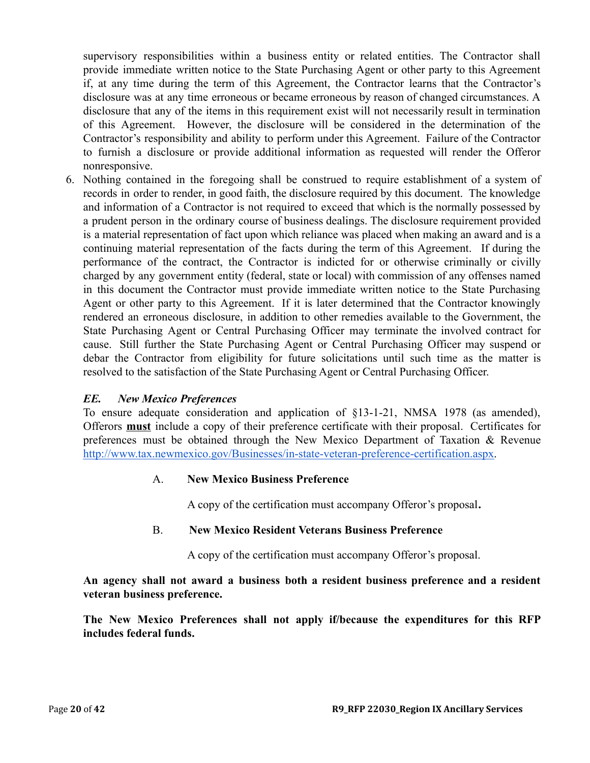supervisory responsibilities within a business entity or related entities. The Contractor shall provide immediate written notice to the State Purchasing Agent or other party to this Agreement if, at any time during the term of this Agreement, the Contractor learns that the Contractor's disclosure was at any time erroneous or became erroneous by reason of changed circumstances. A disclosure that any of the items in this requirement exist will not necessarily result in termination of this Agreement. However, the disclosure will be considered in the determination of the Contractor's responsibility and ability to perform under this Agreement. Failure of the Contractor to furnish a disclosure or provide additional information as requested will render the Offeror nonresponsive.

6. Nothing contained in the foregoing shall be construed to require establishment of a system of records in order to render, in good faith, the disclosure required by this document. The knowledge and information of a Contractor is not required to exceed that which is the normally possessed by a prudent person in the ordinary course of business dealings. The disclosure requirement provided is a material representation of fact upon which reliance was placed when making an award and is a continuing material representation of the facts during the term of this Agreement. If during the performance of the contract, the Contractor is indicted for or otherwise criminally or civilly charged by any government entity (federal, state or local) with commission of any offenses named in this document the Contractor must provide immediate written notice to the State Purchasing Agent or other party to this Agreement. If it is later determined that the Contractor knowingly rendered an erroneous disclosure, in addition to other remedies available to the Government, the State Purchasing Agent or Central Purchasing Officer may terminate the involved contract for cause. Still further the State Purchasing Agent or Central Purchasing Officer may suspend or debar the Contractor from eligibility for future solicitations until such time as the matter is resolved to the satisfaction of the State Purchasing Agent or Central Purchasing Officer.

### *EE. New Mexico Preferences*

To ensure adequate consideration and application of §13-1-21, NMSA 1978 (as amended), Offerors **must** include a copy of their preference certificate with their proposal. Certificates for preferences must be obtained through the New Mexico Department of Taxation & Revenue http://www.tax.newmexico.gov/Businesses/in-state-veteran-preference-certification.aspx.

A. **New Mexico Business Preference**

A copy of the certification must accompany Offeror's proposal**.**

B. **New Mexico Resident Veterans Business Preference**

A copy of the certification must accompany Offeror's proposal.

**An agency shall not award a business both a resident business preference and a resident veteran business preference.**

**The New Mexico Preferences shall not apply if/because the expenditures for this RFP includes federal funds.**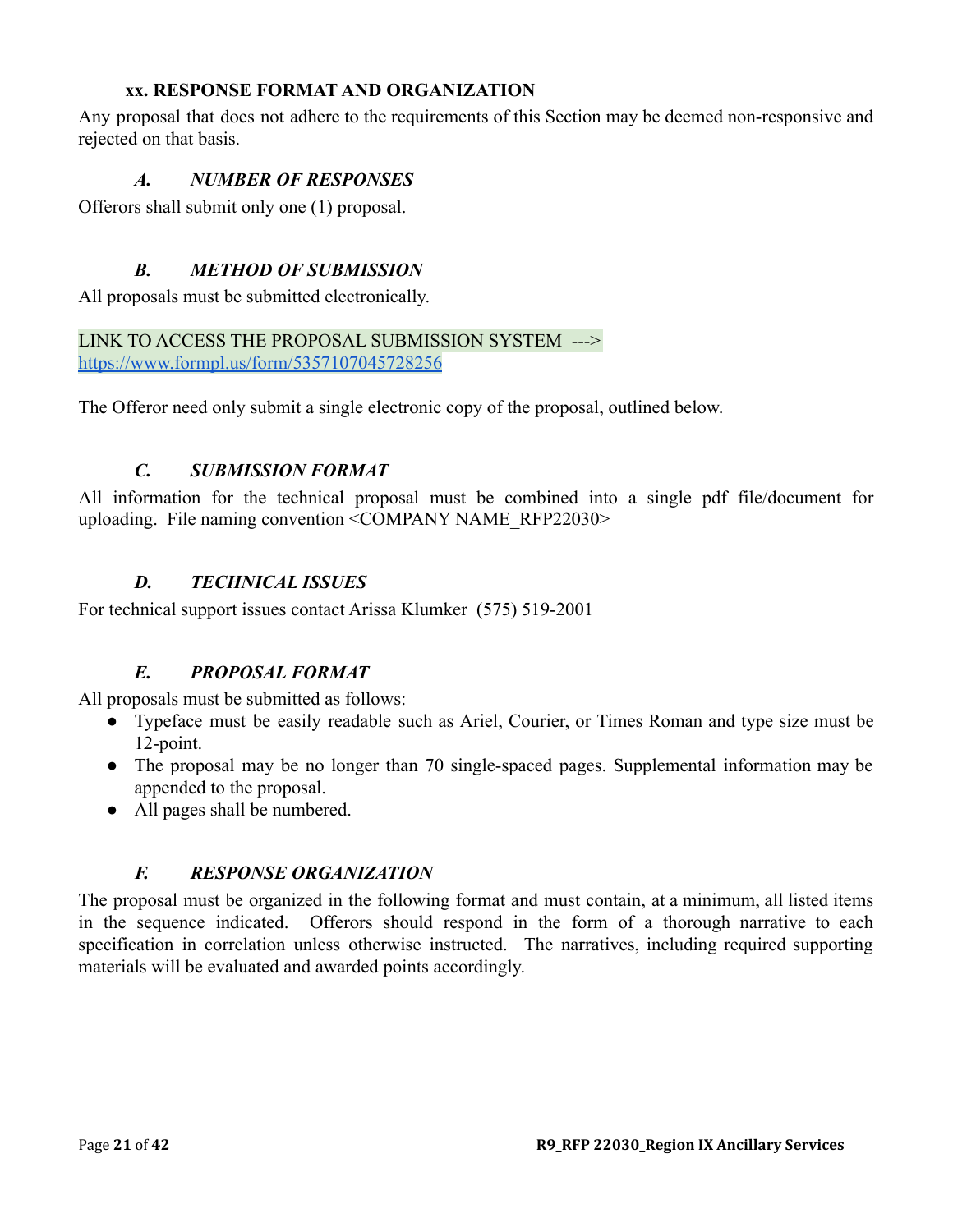### xx. RESPONSE FORMAT AND ORGANIZATION

Any proposal that does not adhere to the requirements of this Section may be deemed non-responsive and rejected on that basis.

#### *A. NUMBER OF RESPONSES*

Offerors shall submit only one (1) proposal.

#### *B. METHOD OF SUBMISSION*

All proposals must be submitted electronically.

LINK TO ACCESS THE PROPOSAL SUBMISSION SYSTEM --->
https://www.formpl.us/form/5357107045728256

The Offeror need only submit a single electronic copy of the proposal, outlined below.

#### *C. SUBMISSION FORMAT*

All information for the technical proposal must be combined into a single pdf file/document for uploading. File naming convention <COMPANY NAME_RFP22030>

#### *D. TECHNICAL ISSUES*

For technical support issues contact Arissa Klumker (575) 519-2001

#### *E. PROPOSAL FORMAT*

All proposals must be submitted as follows:

- Typeface must be easily readable such as Ariel, Courier, or Times Roman and type size must be 12-point.
- The proposal may be no longer than 70 single-spaced pages. Supplemental information may be appended to the proposal.
- All pages shall be numbered.

#### *F. RESPONSE ORGANIZATION*

The proposal must be organized in the following format and must contain, at a minimum, all listed items in the sequence indicated. Offerors should respond in the form of a thorough narrative to each specification in correlation unless otherwise instructed. The narratives, including required supporting materials will be evaluated and awarded points accordingly.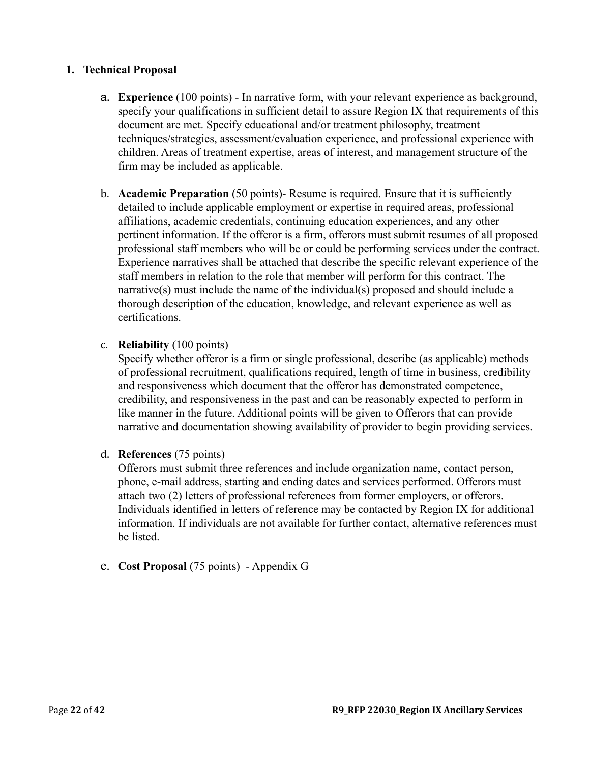1. **Technical Proposal**

    a. **Experience** (100 points) - In narrative form, with your relevant experience as background, specify your qualifications in sufficient detail to assure Region IX that requirements of this document are met. Specify educational and/or treatment philosophy, treatment techniques/strategies, assessment/evaluation experience, and professional experience with children. Areas of treatment expertise, areas of interest, and management structure of the firm may be included as applicable.

    b. **Academic Preparation** (50 points)- Resume is required. Ensure that it is sufficiently detailed to include applicable employment or expertise in required areas, professional affiliations, academic credentials, continuing education experiences, and any other pertinent information. If the offeror is a firm, offerors must submit resumes of all proposed professional staff members who will be or could be performing services under the contract. Experience narratives shall be attached that describe the specific relevant experience of the staff members in relation to the role that member will perform for this contract. The narrative(s) must include the name of the individual(s) proposed and should include a thorough description of the education, knowledge, and relevant experience as well as certifications.

    c. **Reliability** (100 points)
    Specify whether offeror is a firm or single professional, describe (as applicable) methods of professional recruitment, qualifications required, length of time in business, credibility and responsiveness which document that the offeror has demonstrated competence, credibility, and responsiveness in the past and can be reasonably expected to perform in like manner in the future. Additional points will be given to Offerors that can provide narrative and documentation showing availability of provider to begin providing services.

    d. **References** (75 points)
    Offerors must submit three references and include organization name, contact person, phone, e-mail address, starting and ending dates and services performed. Offerors must attach two (2) letters of professional references from former employers, or offerors. Individuals identified in letters of reference may be contacted by Region IX for additional information. If individuals are not available for further contact, alternative references must be listed.

    e. **Cost Proposal** (75 points) - Appendix G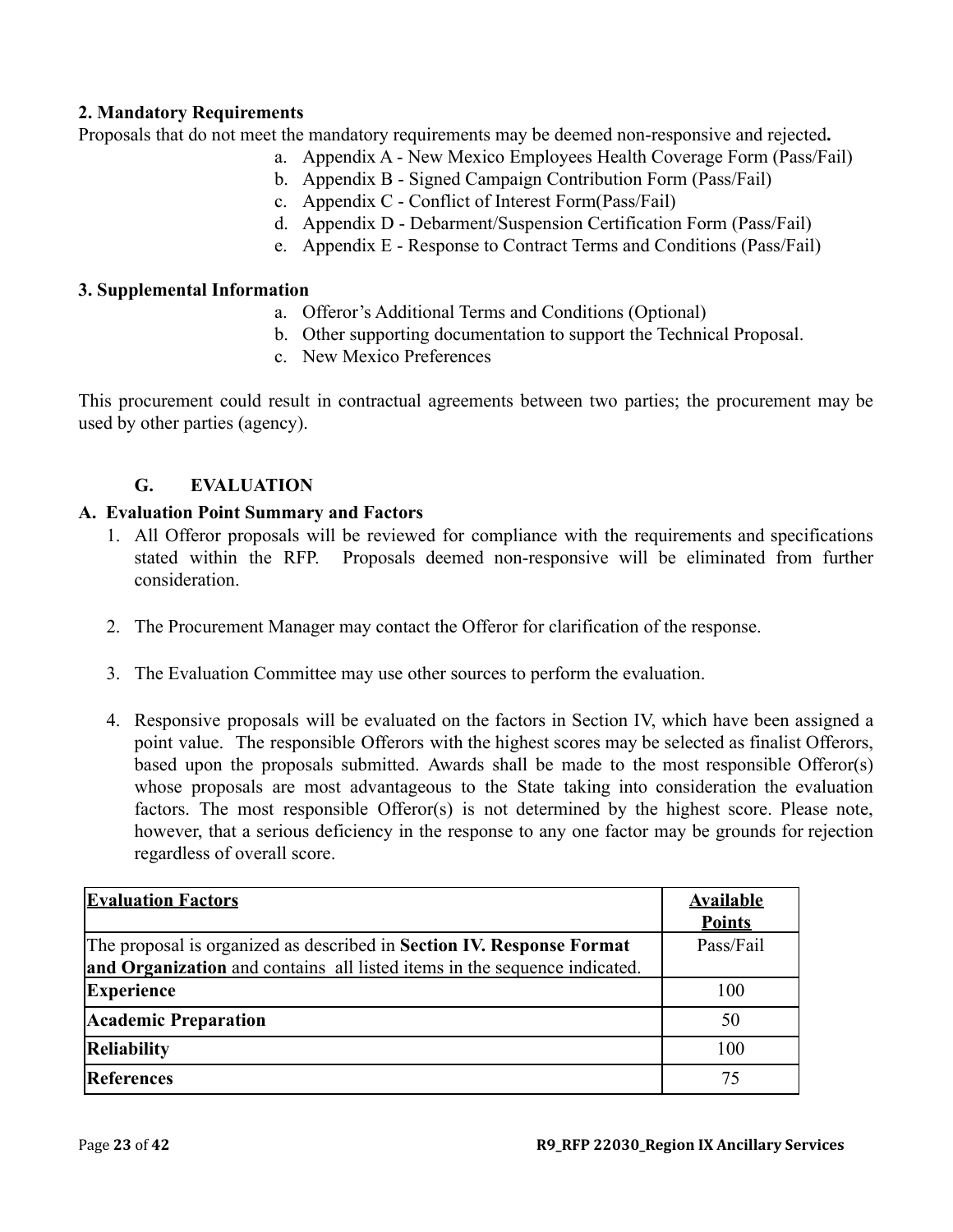**2. Mandatory Requirements**

Proposals that do not meet the mandatory requirements may be deemed non-responsive and rejected**.**

a. Appendix A - New Mexico Employees Health Coverage Form (Pass/Fail)
b. Appendix B - Signed Campaign Contribution Form (Pass/Fail)
c. Appendix C - Conflict of Interest Form(Pass/Fail)
d. Appendix D - Debarment/Suspension Certification Form (Pass/Fail)
e. Appendix E - Response to Contract Terms and Conditions (Pass/Fail)

**3. Supplemental Information**

a. Offeror's Additional Terms and Conditions (Optional)
b. Other supporting documentation to support the Technical Proposal.
c. New Mexico Preferences

This procurement could result in contractual agreements between two parties; the procurement may be used by other parties (agency).

## G. EVALUATION

### A. Evaluation Point Summary and Factors

1. All Offeror proposals will be reviewed for compliance with the requirements and specifications stated within the RFP. Proposals deemed non-responsive will be eliminated from further consideration.

2. The Procurement Manager may contact the Offeror for clarification of the response.

3. The Evaluation Committee may use other sources to perform the evaluation.

4. Responsive proposals will be evaluated on the factors in Section IV, which have been assigned a point value. The responsible Offerors with the highest scores may be selected as finalist Offerors, based upon the proposals submitted. Awards shall be made to the most responsible Offeror(s) whose proposals are most advantageous to the State taking into consideration the evaluation factors. The most responsible Offeror(s) is not determined by the highest score. Please note, however, that a serious deficiency in the response to any one factor may be grounds for rejection regardless of overall score.

| Evaluation Factors | Available Points |
|---|---|
| The proposal is organized as described in **Section IV. Response Format and Organization** and contains all listed items in the sequence indicated. | Pass/Fail |
| **Experience** | 100 |
| **Academic Preparation** | 50 |
| **Reliability** | 100 |
| **References** | 75 |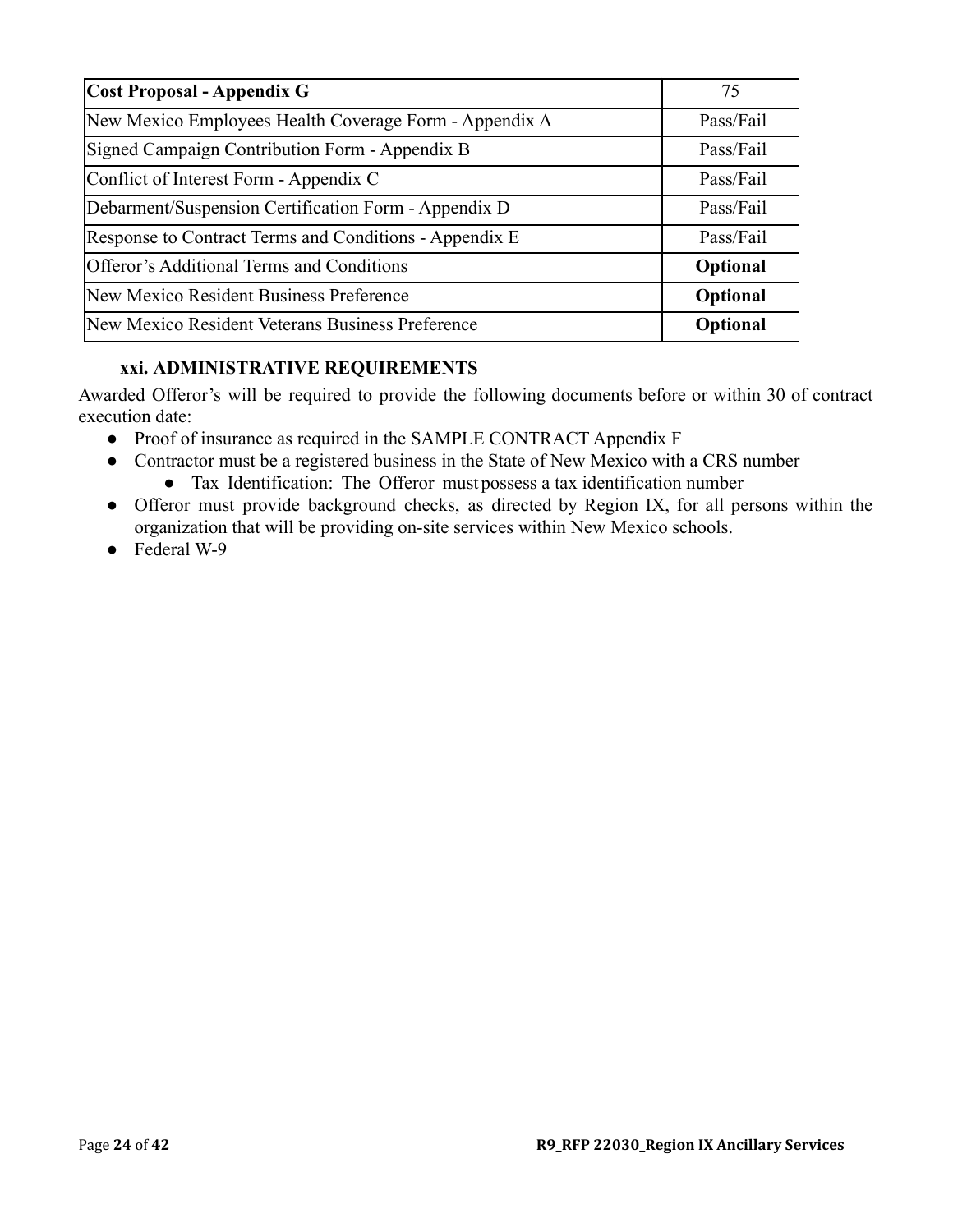| **Cost Proposal - Appendix G** | 75 |
|---|---|
| New Mexico Employees Health Coverage Form - Appendix A | Pass/Fail |
| Signed Campaign Contribution Form - Appendix B | Pass/Fail |
| Conflict of Interest Form - Appendix C | Pass/Fail |
| Debarment/Suspension Certification Form - Appendix D | Pass/Fail |
| Response to Contract Terms and Conditions - Appendix E | Pass/Fail |
| Offeror's Additional Terms and Conditions | **Optional** |
| New Mexico Resident Business Preference | **Optional** |
| New Mexico Resident Veterans Business Preference | **Optional** |

### xxi. ADMINISTRATIVE REQUIREMENTS

Awarded Offeror's will be required to provide the following documents before or within 30 of contract execution date:

- Proof of insurance as required in the SAMPLE CONTRACT Appendix F
- Contractor must be a registered business in the State of New Mexico with a CRS number
  - Tax Identification: The Offeror must possess a tax identification number
- Offeror must provide background checks, as directed by Region IX, for all persons within the organization that will be providing on-site services within New Mexico schools.
- Federal W-9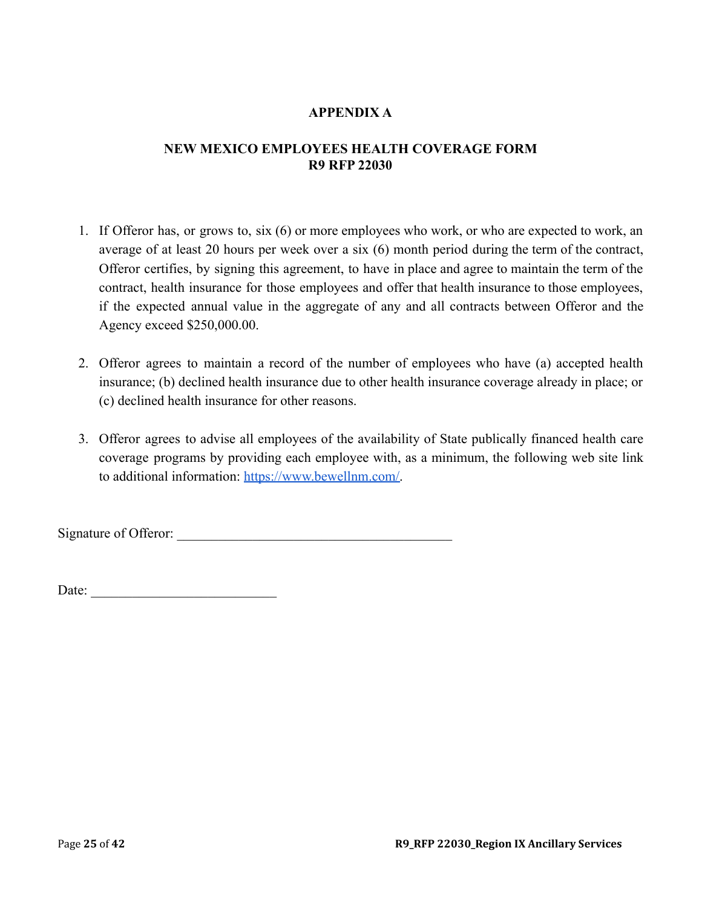# APPENDIX A

## NEW MEXICO EMPLOYEES HEALTH COVERAGE FORM
## R9 RFP 22030

1. If Offeror has, or grows to, six (6) or more employees who work, or who are expected to work, an average of at least 20 hours per week over a six (6) month period during the term of the contract, Offeror certifies, by signing this agreement, to have in place and agree to maintain the term of the contract, health insurance for those employees and offer that health insurance to those employees, if the expected annual value in the aggregate of any and all contracts between Offeror and the Agency exceed $250,000.00.

2. Offeror agrees to maintain a record of the number of employees who have (a) accepted health insurance; (b) declined health insurance due to other health insurance coverage already in place; or (c) declined health insurance for other reasons.

3. Offeror agrees to advise all employees of the availability of State publically financed health care coverage programs by providing each employee with, as a minimum, the following web site link to additional information: https://www.bewellnm.com/.

Signature of Offeror: ________________________________________

Date: ___________________________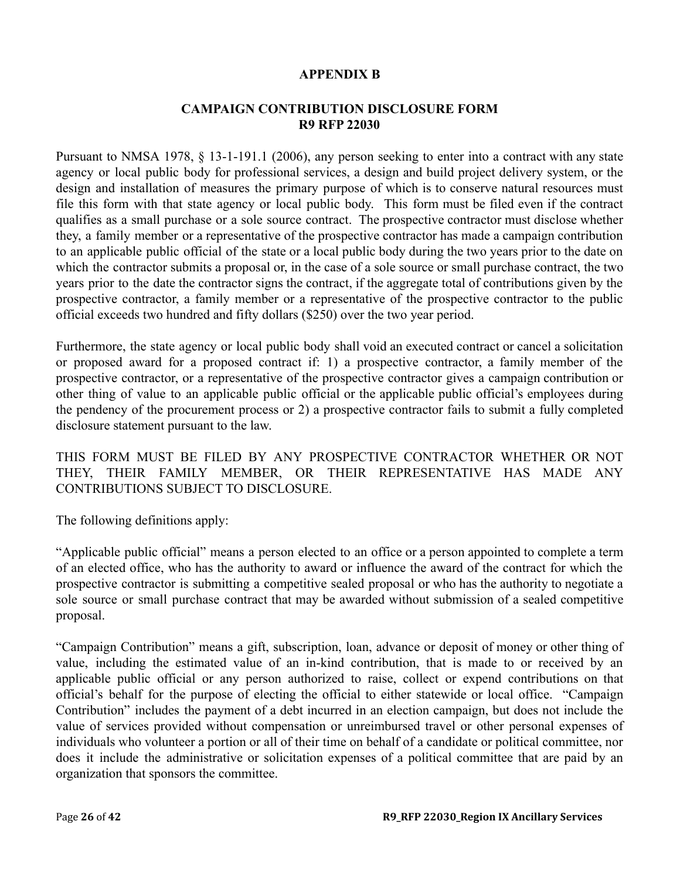# APPENDIX B

## CAMPAIGN CONTRIBUTION DISCLOSURE FORM
## R9 RFP 22030

Pursuant to NMSA 1978, § 13-1-191.1 (2006), any person seeking to enter into a contract with any state agency or local public body for professional services, a design and build project delivery system, or the design and installation of measures the primary purpose of which is to conserve natural resources must file this form with that state agency or local public body. This form must be filed even if the contract qualifies as a small purchase or a sole source contract. The prospective contractor must disclose whether they, a family member or a representative of the prospective contractor has made a campaign contribution to an applicable public official of the state or a local public body during the two years prior to the date on which the contractor submits a proposal or, in the case of a sole source or small purchase contract, the two years prior to the date the contractor signs the contract, if the aggregate total of contributions given by the prospective contractor, a family member or a representative of the prospective contractor to the public official exceeds two hundred and fifty dollars ($250) over the two year period.

Furthermore, the state agency or local public body shall void an executed contract or cancel a solicitation or proposed award for a proposed contract if: 1) a prospective contractor, a family member of the prospective contractor, or a representative of the prospective contractor gives a campaign contribution or other thing of value to an applicable public official or the applicable public official's employees during the pendency of the procurement process or 2) a prospective contractor fails to submit a fully completed disclosure statement pursuant to the law.

THIS FORM MUST BE FILED BY ANY PROSPECTIVE CONTRACTOR WHETHER OR NOT THEY, THEIR FAMILY MEMBER, OR THEIR REPRESENTATIVE HAS MADE ANY CONTRIBUTIONS SUBJECT TO DISCLOSURE.

The following definitions apply:

"Applicable public official" means a person elected to an office or a person appointed to complete a term of an elected office, who has the authority to award or influence the award of the contract for which the prospective contractor is submitting a competitive sealed proposal or who has the authority to negotiate a sole source or small purchase contract that may be awarded without submission of a sealed competitive proposal.

"Campaign Contribution" means a gift, subscription, loan, advance or deposit of money or other thing of value, including the estimated value of an in-kind contribution, that is made to or received by an applicable public official or any person authorized to raise, collect or expend contributions on that official's behalf for the purpose of electing the official to either statewide or local office. "Campaign Contribution" includes the payment of a debt incurred in an election campaign, but does not include the value of services provided without compensation or unreimbursed travel or other personal expenses of individuals who volunteer a portion or all of their time on behalf of a candidate or political committee, nor does it include the administrative or solicitation expenses of a political committee that are paid by an organization that sponsors the committee.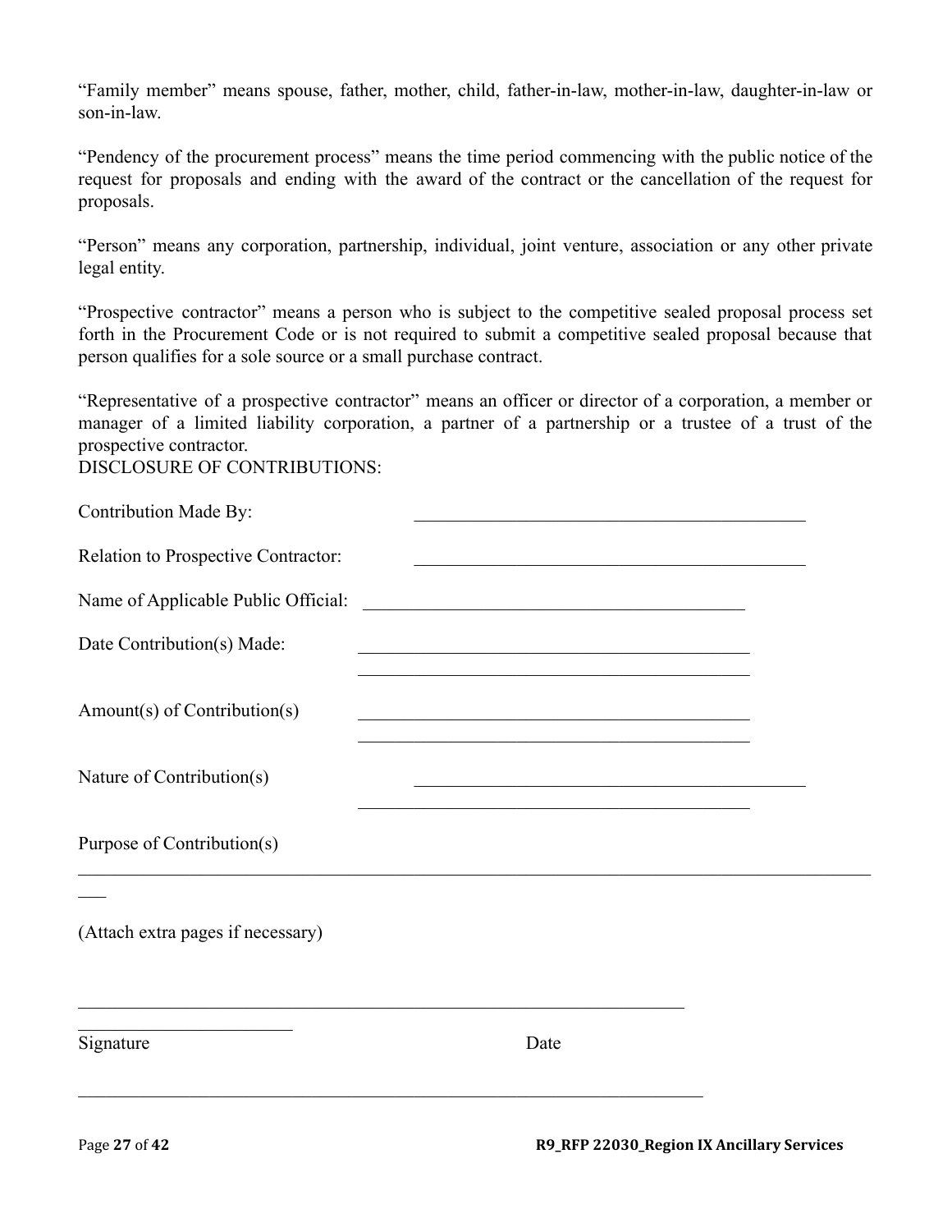“Family member” means spouse, father, mother, child, father-in-law, mother-in-law, daughter-in-law or son-in-law.

“Pendency of the procurement process” means the time period commencing with the public notice of the request for proposals and ending with the award of the contract or the cancellation of the request for proposals.

“Person” means any corporation, partnership, individual, joint venture, association or any other private legal entity.

“Prospective contractor” means a person who is subject to the competitive sealed proposal process set forth in the Procurement Code or is not required to submit a competitive sealed proposal because that person qualifies for a sole source or a small purchase contract.

“Representative of a prospective contractor” means an officer or director of a corporation, a member or manager of a limited liability corporation, a partner of a partnership or a trustee of a trust of the prospective contractor.

DISCLOSURE OF CONTRIBUTIONS:

Contribution Made By: ___________________________________________

Relation to Prospective Contractor: ___________________________________________

Name of Applicable Public Official: ___________________________________________

Date Contribution(s) Made: ___________________________________________

___________________________________________

Amount(s) of Contribution(s) ___________________________________________

___________________________________________

Nature of Contribution(s) ___________________________________________

___________________________________________

Purpose of Contribution(s)

_____________________________________________________________________________________

(Attach extra pages if necessary)

_____________________________________________________________________

Signature Date

_____________________________________________________________________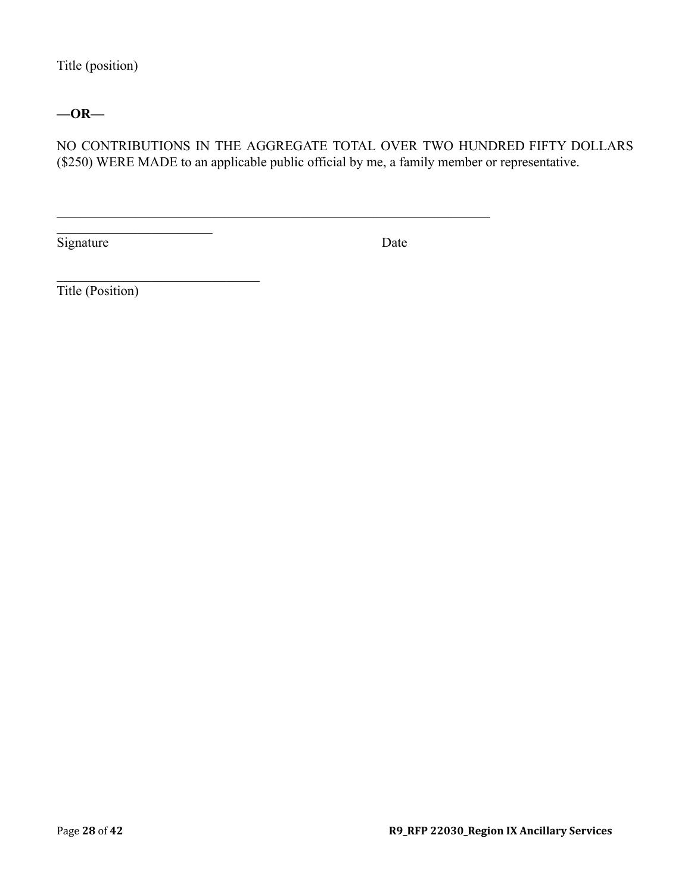Title (position)

**—OR—**

NO CONTRIBUTIONS IN THE AGGREGATE TOTAL OVER TWO HUNDRED FIFTY DOLLARS ($250) WERE MADE to an applicable public official by me, a family member or representative.

\_\_\_\_\_\_\_\_\_\_\_\_\_\_\_\_\_\_\_\_\_\_\_\_\_\_\_\_\_\_\_\_\_\_\_\_\_\_\_\_\_\_\_\_\_\_\_\_\_\_\_\_\_\_\_\_\_\_\_\_\_\_\_\_\_\_\_\_\_\_\_\_\_\_\_\_\_\_\_\_\_\_\_\_\_\_\_\_\_\_\_\_\_\_\_\_\_\_\_\_

\_\_\_\_\_\_\_\_\_\_\_\_\_\_\_\_\_\_\_\_\_\_\_\_\_\_\_\_\_\_\_\_\_\_\_

Signature                                                                 Date

\_\_\_\_\_\_\_\_\_\_\_\_\_\_\_\_\_\_\_\_\_\_\_\_\_\_\_\_\_\_\_\_\_\_\_\_\_\_\_\_\_\_\_\_

Title (Position)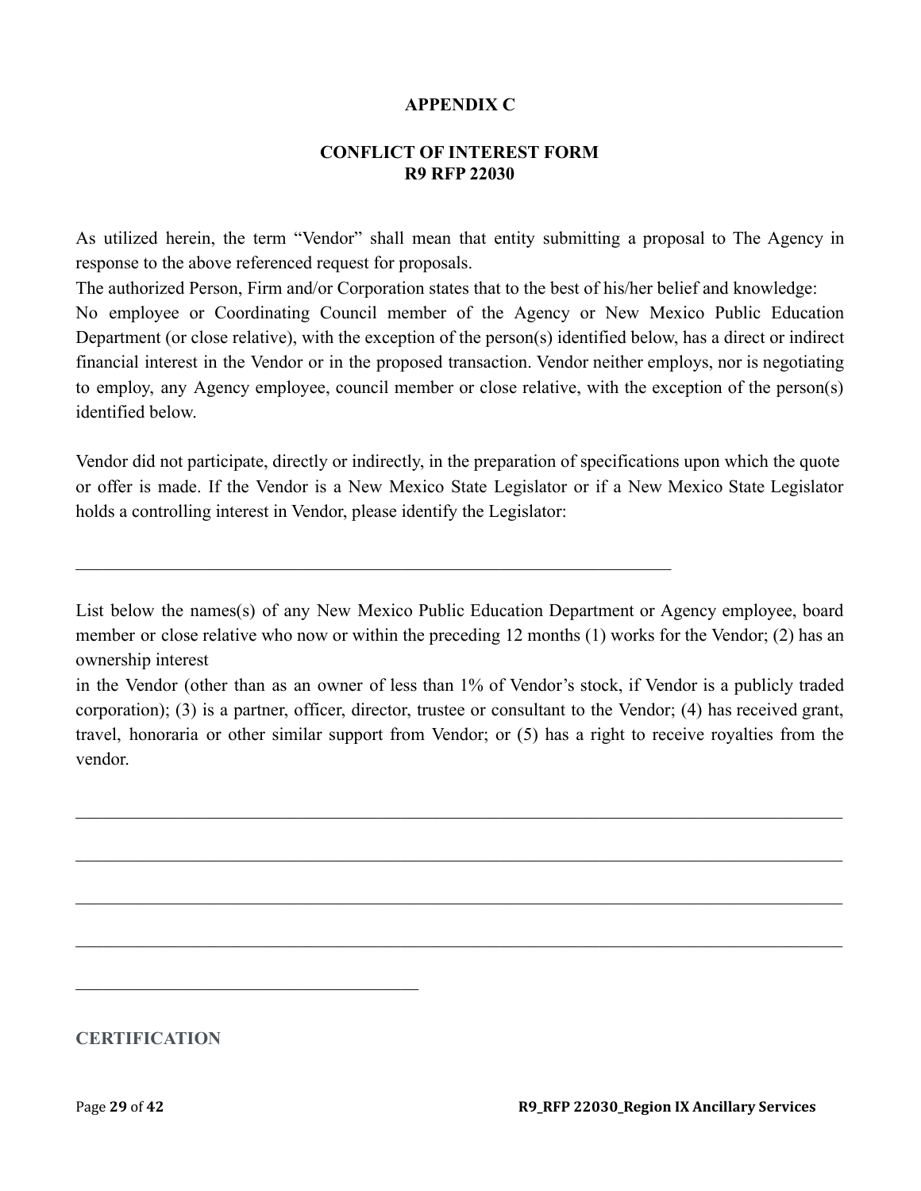**APPENDIX C**

**CONFLICT OF INTEREST FORM**
**R9 RFP 22030**

As utilized herein, the term “Vendor” shall mean that entity submitting a proposal to The Agency in response to the above referenced request for proposals.

The authorized Person, Firm and/or Corporation states that to the best of his/her belief and knowledge:

No employee or Coordinating Council member of the Agency or New Mexico Public Education Department (or close relative), with the exception of the person(s) identified below, has a direct or indirect financial interest in the Vendor or in the proposed transaction. Vendor neither employs, nor is negotiating to employ, any Agency employee, council member or close relative, with the exception of the person(s) identified below.

Vendor did not participate, directly or indirectly, in the preparation of specifications upon which the quote or offer is made. If the Vendor is a New Mexico State Legislator or if a New Mexico State Legislator holds a controlling interest in Vendor, please identify the Legislator:

\_\_\_\_\_\_\_\_\_\_\_\_\_\_\_\_\_\_\_\_\_\_\_\_\_\_\_\_\_\_\_\_\_\_\_\_\_\_\_\_\_\_\_\_\_\_\_\_\_\_\_\_\_\_\_\_\_\_\_\_\_\_\_\_\_\_\_

List below the names(s) of any New Mexico Public Education Department or Agency employee, board member or close relative who now or within the preceding 12 months (1) works for the Vendor; (2) has an ownership interest

in the Vendor (other than as an owner of less than 1% of Vendor’s stock, if Vendor is a publicly traded corporation); (3) is a partner, officer, director, trustee or consultant to the Vendor; (4) has received grant, travel, honoraria or other similar support from Vendor; or (5) has a right to receive royalties from the vendor.

\_\_\_\_\_\_\_\_\_\_\_\_\_\_\_\_\_\_\_\_\_\_\_\_\_\_\_\_\_\_\_\_\_\_\_\_\_\_\_\_\_\_\_\_\_\_\_\_\_\_\_\_\_\_\_\_\_\_\_\_\_\_\_\_\_\_\_\_\_\_\_\_\_\_\_\_\_\_\_\_\_\_\_\_

\_\_\_\_\_\_\_\_\_\_\_\_\_\_\_\_\_\_\_\_\_\_\_\_\_\_\_\_\_\_\_\_\_\_\_\_\_\_\_\_\_\_\_\_\_\_\_\_\_\_\_\_\_\_\_\_\_\_\_\_\_\_\_\_\_\_\_\_\_\_\_\_\_\_\_\_\_\_\_\_\_\_\_\_

\_\_\_\_\_\_\_\_\_\_\_\_\_\_\_\_\_\_\_\_\_\_\_\_\_\_\_\_\_\_\_\_\_\_\_\_\_\_\_\_\_\_\_\_\_\_\_\_\_\_\_\_\_\_\_\_\_\_\_\_\_\_\_\_\_\_\_\_\_\_\_\_\_\_\_\_\_\_\_\_\_\_\_\_

\_\_\_\_\_\_\_\_\_\_\_\_\_\_\_\_\_\_\_\_\_\_\_\_\_\_\_\_\_\_\_\_\_\_\_\_\_\_\_\_\_\_\_\_\_\_\_\_\_\_\_\_\_\_\_\_\_\_\_\_\_\_\_\_\_\_\_\_\_\_\_\_\_\_\_\_\_\_\_\_\_\_\_\_

\_\_\_\_\_\_\_\_\_\_\_\_\_\_\_\_\_\_\_\_\_\_\_\_\_\_\_\_\_\_\_\_\_\_\_\_\_\_\_\_

**CERTIFICATION**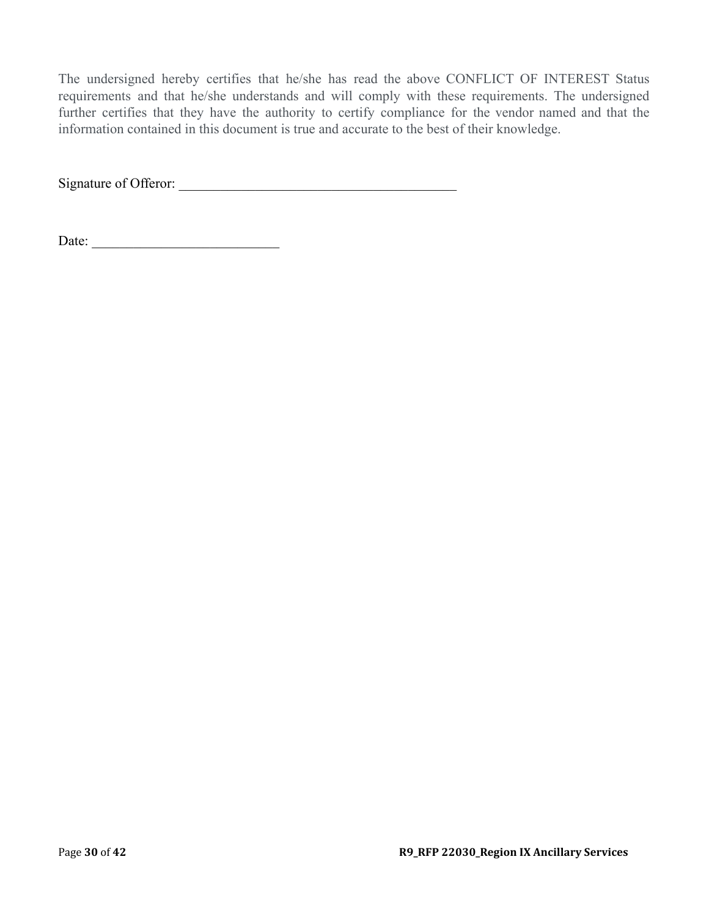The undersigned hereby certifies that he/she has read the above CONFLICT OF INTEREST Status requirements and that he/she understands and will comply with these requirements. The undersigned further certifies that they have the authority to certify compliance for the vendor named and that the information contained in this document is true and accurate to the best of their knowledge.

Signature of Offeror: ________________________________________

Date: ___________________________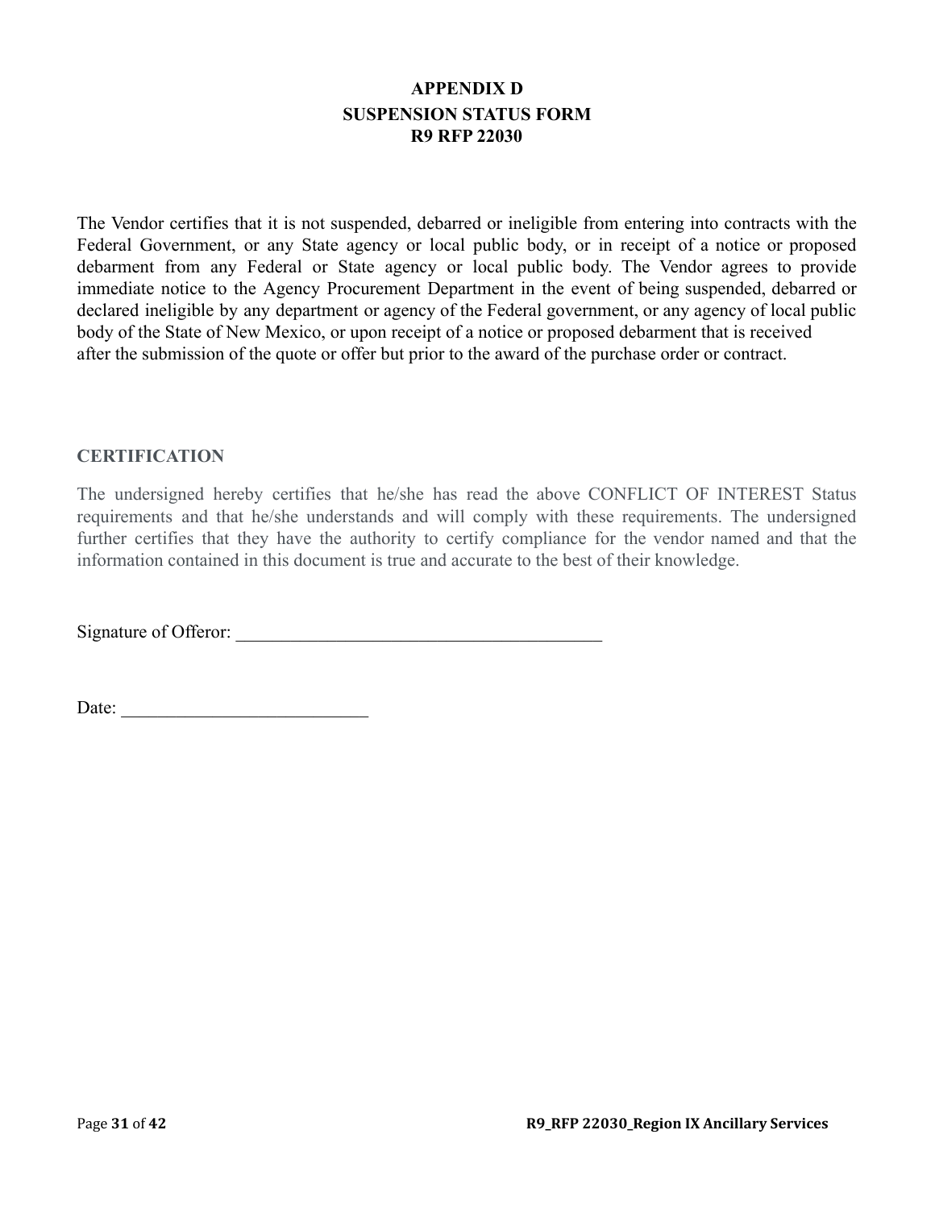# APPENDIX D
## SUSPENSION STATUS FORM
## R9 RFP 22030

The Vendor certifies that it is not suspended, debarred or ineligible from entering into contracts with the Federal Government, or any State agency or local public body, or in receipt of a notice or proposed debarment from any Federal or State agency or local public body. The Vendor agrees to provide immediate notice to the Agency Procurement Department in the event of being suspended, debarred or declared ineligible by any department or agency of the Federal government, or any agency of local public body of the State of New Mexico, or upon receipt of a notice or proposed debarment that is received after the submission of the quote or offer but prior to the award of the purchase order or contract.

### CERTIFICATION

The undersigned hereby certifies that he/she has read the above CONFLICT OF INTEREST Status requirements and that he/she understands and will comply with these requirements. The undersigned further certifies that they have the authority to certify compliance for the vendor named and that the information contained in this document is true and accurate to the best of their knowledge.

Signature of Offeror: ________________________________________

Date: ___________________________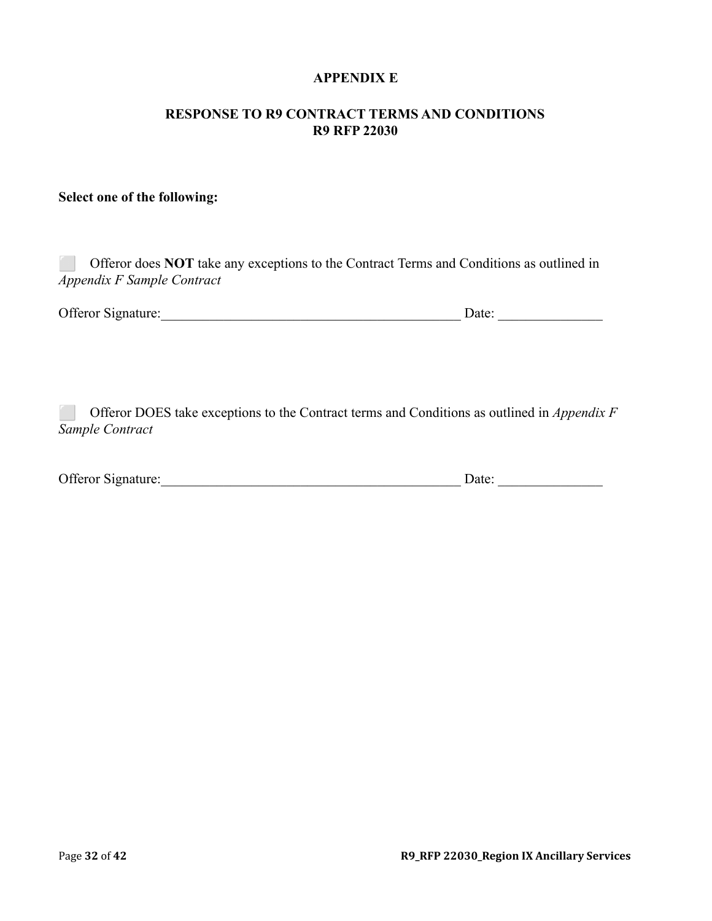# APPENDIX E

## RESPONSE TO R9 CONTRACT TERMS AND CONDITIONS
## R9 RFP 22030

**Select one of the following:**

⬜ Offeror does **NOT** take any exceptions to the Contract Terms and Conditions as outlined in *Appendix F Sample Contract*

Offeror Signature:_____________________________________________ Date: _______________

⬜ Offeror DOES take exceptions to the Contract terms and Conditions as outlined in *Appendix F Sample Contract*

Offeror Signature:_____________________________________________ Date: _______________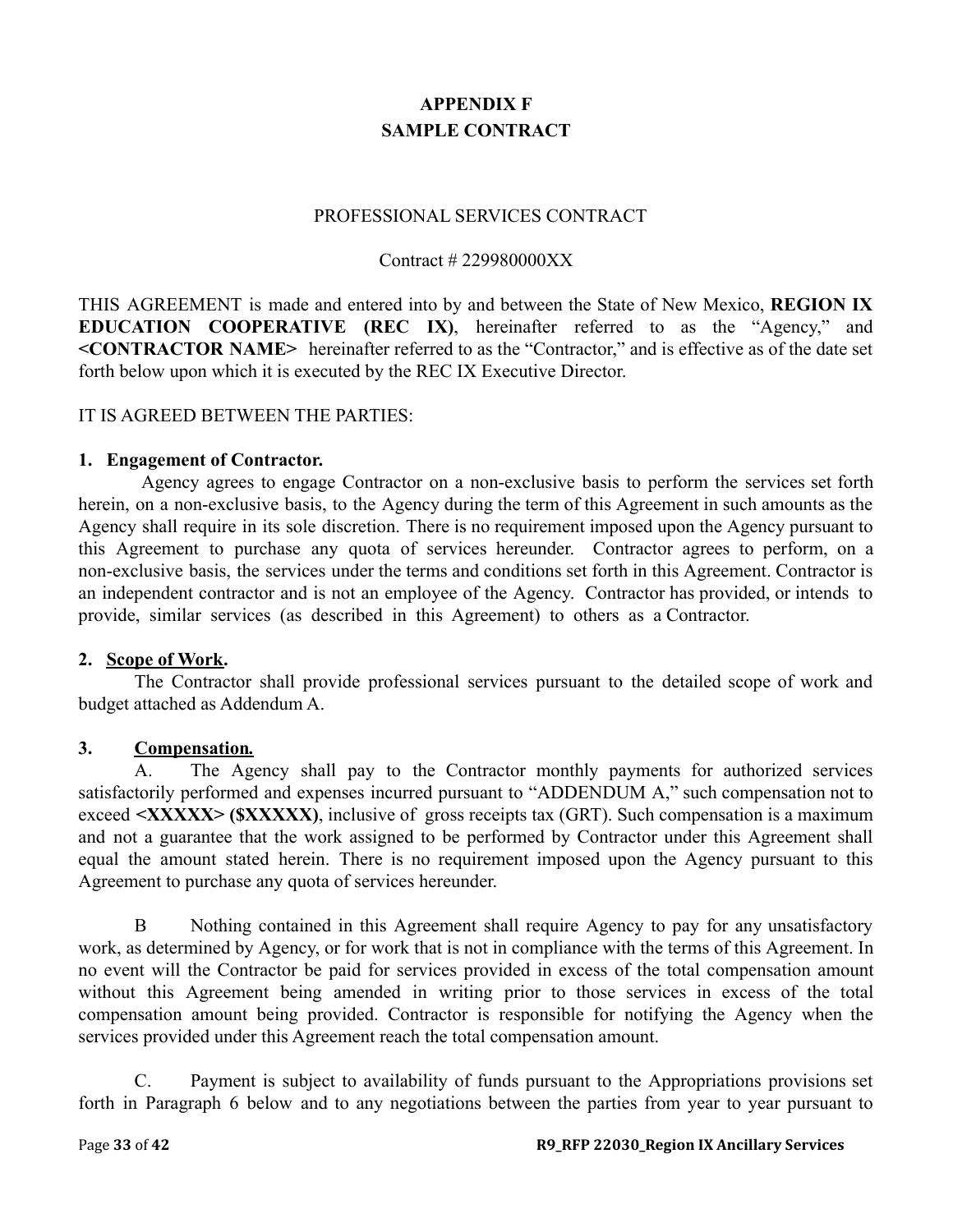# APPENDIX F
# SAMPLE CONTRACT

PROFESSIONAL SERVICES CONTRACT

Contract # 229980000XX

THIS AGREEMENT is made and entered into by and between the State of New Mexico, **REGION IX EDUCATION COOPERATIVE (REC IX)**, hereinafter referred to as the "Agency," and **<CONTRACTOR NAME>** hereinafter referred to as the "Contractor," and is effective as of the date set forth below upon which it is executed by the REC IX Executive Director.

IT IS AGREED BETWEEN THE PARTIES:

**1. Engagement of Contractor.**

Agency agrees to engage Contractor on a non-exclusive basis to perform the services set forth herein, on a non-exclusive basis, to the Agency during the term of this Agreement in such amounts as the Agency shall require in its sole discretion. There is no requirement imposed upon the Agency pursuant to this Agreement to purchase any quota of services hereunder. Contractor agrees to perform, on a non-exclusive basis, the services under the terms and conditions set forth in this Agreement. Contractor is an independent contractor and is not an employee of the Agency. Contractor has provided, or intends to provide, similar services (as described in this Agreement) to others as a Contractor.

**2. Scope of Work.**

The Contractor shall provide professional services pursuant to the detailed scope of work and budget attached as Addendum A.

**3. Compensation.**

A. The Agency shall pay to the Contractor monthly payments for authorized services satisfactorily performed and expenses incurred pursuant to "ADDENDUM A," such compensation not to exceed **<XXXXX> ($XXXXX)**, inclusive of gross receipts tax (GRT). Such compensation is a maximum and not a guarantee that the work assigned to be performed by Contractor under this Agreement shall equal the amount stated herein. There is no requirement imposed upon the Agency pursuant to this Agreement to purchase any quota of services hereunder.

B Nothing contained in this Agreement shall require Agency to pay for any unsatisfactory work, as determined by Agency, or for work that is not in compliance with the terms of this Agreement. In no event will the Contractor be paid for services provided in excess of the total compensation amount without this Agreement being amended in writing prior to those services in excess of the total compensation amount being provided. Contractor is responsible for notifying the Agency when the services provided under this Agreement reach the total compensation amount.

C. Payment is subject to availability of funds pursuant to the Appropriations provisions set forth in Paragraph 6 below and to any negotiations between the parties from year to year pursuant to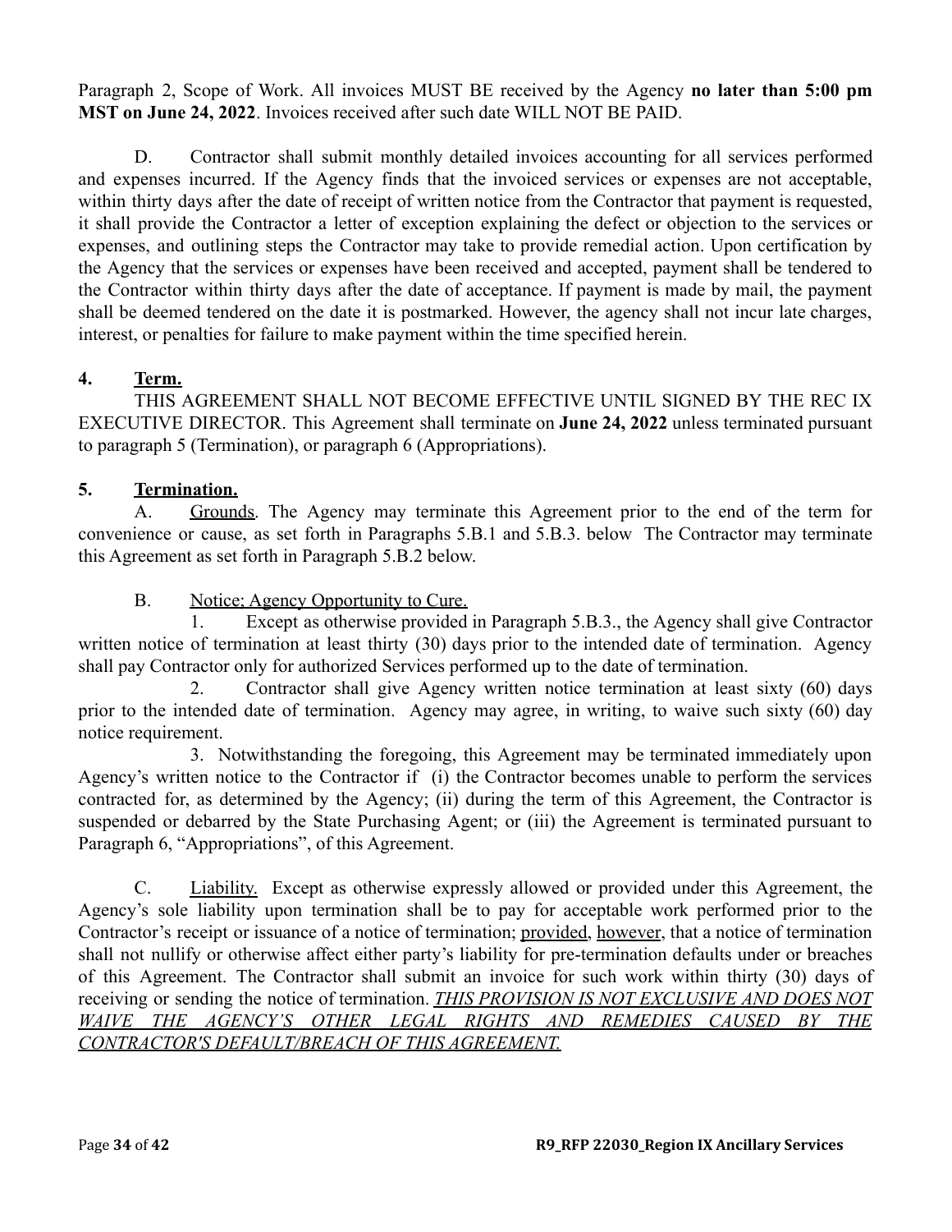Paragraph 2, Scope of Work. All invoices MUST BE received by the Agency **no later than 5:00 pm MST on June 24, 2022**. Invoices received after such date WILL NOT BE PAID.

D. Contractor shall submit monthly detailed invoices accounting for all services performed and expenses incurred. If the Agency finds that the invoiced services or expenses are not acceptable, within thirty days after the date of receipt of written notice from the Contractor that payment is requested, it shall provide the Contractor a letter of exception explaining the defect or objection to the services or expenses, and outlining steps the Contractor may take to provide remedial action. Upon certification by the Agency that the services or expenses have been received and accepted, payment shall be tendered to the Contractor within thirty days after the date of acceptance. If payment is made by mail, the payment shall be deemed tendered on the date it is postmarked. However, the agency shall not incur late charges, interest, or penalties for failure to make payment within the time specified herein.

## 4. Term.

THIS AGREEMENT SHALL NOT BECOME EFFECTIVE UNTIL SIGNED BY THE REC IX EXECUTIVE DIRECTOR. This Agreement shall terminate on **June 24, 2022** unless terminated pursuant to paragraph 5 (Termination), or paragraph 6 (Appropriations).

## 5. Termination.

A. Grounds. The Agency may terminate this Agreement prior to the end of the term for convenience or cause, as set forth in Paragraphs 5.B.1 and 5.B.3. below The Contractor may terminate this Agreement as set forth in Paragraph 5.B.2 below.

B. Notice; Agency Opportunity to Cure.

1. Except as otherwise provided in Paragraph 5.B.3., the Agency shall give Contractor written notice of termination at least thirty (30) days prior to the intended date of termination. Agency shall pay Contractor only for authorized Services performed up to the date of termination.

2. Contractor shall give Agency written notice termination at least sixty (60) days prior to the intended date of termination. Agency may agree, in writing, to waive such sixty (60) day notice requirement.

3. Notwithstanding the foregoing, this Agreement may be terminated immediately upon Agency's written notice to the Contractor if (i) the Contractor becomes unable to perform the services contracted for, as determined by the Agency; (ii) during the term of this Agreement, the Contractor is suspended or debarred by the State Purchasing Agent; or (iii) the Agreement is terminated pursuant to Paragraph 6, "Appropriations", of this Agreement.

C. Liability. Except as otherwise expressly allowed or provided under this Agreement, the Agency's sole liability upon termination shall be to pay for acceptable work performed prior to the Contractor's receipt or issuance of a notice of termination; provided, however, that a notice of termination shall not nullify or otherwise affect either party's liability for pre-termination defaults under or breaches of this Agreement. The Contractor shall submit an invoice for such work within thirty (30) days of receiving or sending the notice of termination. ***THIS PROVISION IS NOT EXCLUSIVE AND DOES NOT WAIVE THE AGENCY'S OTHER LEGAL RIGHTS AND REMEDIES CAUSED BY THE CONTRACTOR'S DEFAULT/BREACH OF THIS AGREEMENT.***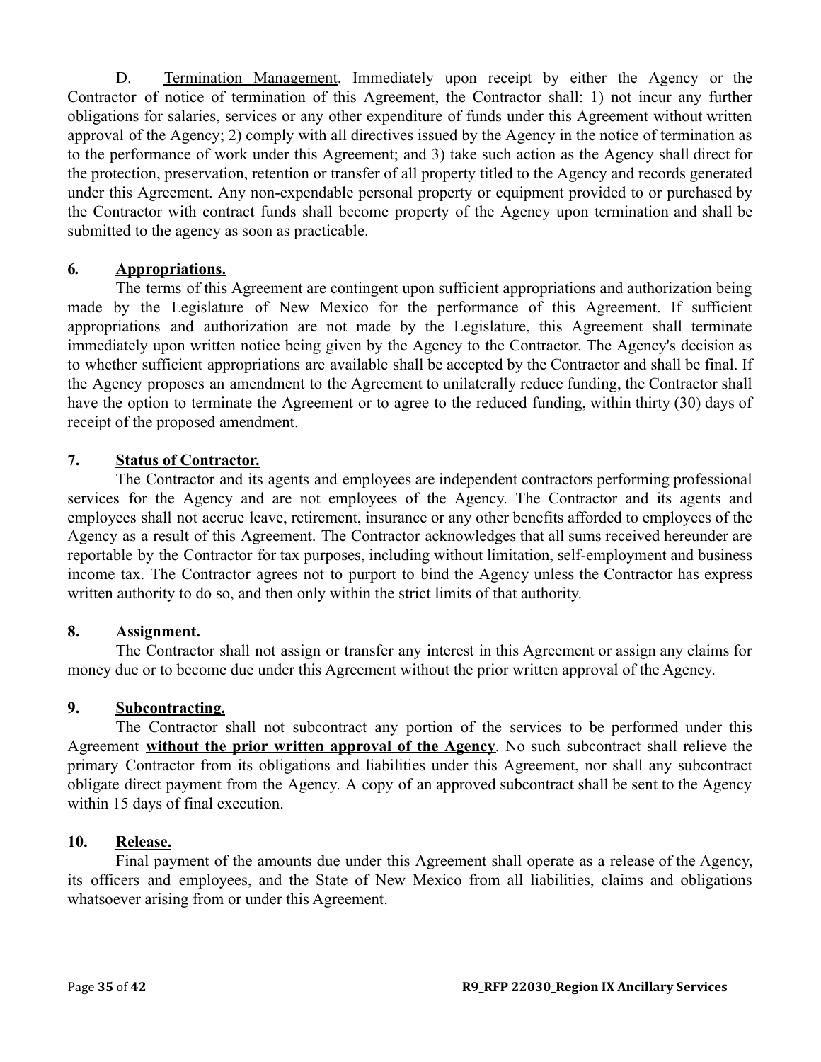D. <u>Termination Management</u>. Immediately upon receipt by either the Agency or the Contractor of notice of termination of this Agreement, the Contractor shall: 1) not incur any further obligations for salaries, services or any other expenditure of funds under this Agreement without written approval of the Agency; 2) comply with all directives issued by the Agency in the notice of termination as to the performance of work under this Agreement; and 3) take such action as the Agency shall direct for the protection, preservation, retention or transfer of all property titled to the Agency and records generated under this Agreement. Any non-expendable personal property or equipment provided to or purchased by the Contractor with contract funds shall become property of the Agency upon termination and shall be submitted to the agency as soon as practicable.

**6. <u>Appropriations.</u>**

The terms of this Agreement are contingent upon sufficient appropriations and authorization being made by the Legislature of New Mexico for the performance of this Agreement. If sufficient appropriations and authorization are not made by the Legislature, this Agreement shall terminate immediately upon written notice being given by the Agency to the Contractor. The Agency's decision as to whether sufficient appropriations are available shall be accepted by the Contractor and shall be final. If the Agency proposes an amendment to the Agreement to unilaterally reduce funding, the Contractor shall have the option to terminate the Agreement or to agree to the reduced funding, within thirty (30) days of receipt of the proposed amendment.

**7. <u>Status of Contractor.</u>**

The Contractor and its agents and employees are independent contractors performing professional services for the Agency and are not employees of the Agency. The Contractor and its agents and employees shall not accrue leave, retirement, insurance or any other benefits afforded to employees of the Agency as a result of this Agreement. The Contractor acknowledges that all sums received hereunder are reportable by the Contractor for tax purposes, including without limitation, self-employment and business income tax. The Contractor agrees not to purport to bind the Agency unless the Contractor has express written authority to do so, and then only within the strict limits of that authority.

**8. <u>Assignment.</u>**

The Contractor shall not assign or transfer any interest in this Agreement or assign any claims for money due or to become due under this Agreement without the prior written approval of the Agency.

**9. <u>Subcontracting.</u>**

The Contractor shall not subcontract any portion of the services to be performed under this Agreement **<u>without the prior written approval of the Agency</u>**. No such subcontract shall relieve the primary Contractor from its obligations and liabilities under this Agreement, nor shall any subcontract obligate direct payment from the Agency. A copy of an approved subcontract shall be sent to the Agency within 15 days of final execution.

**10. <u>Release.</u>**

Final payment of the amounts due under this Agreement shall operate as a release of the Agency, its officers and employees, and the State of New Mexico from all liabilities, claims and obligations whatsoever arising from or under this Agreement.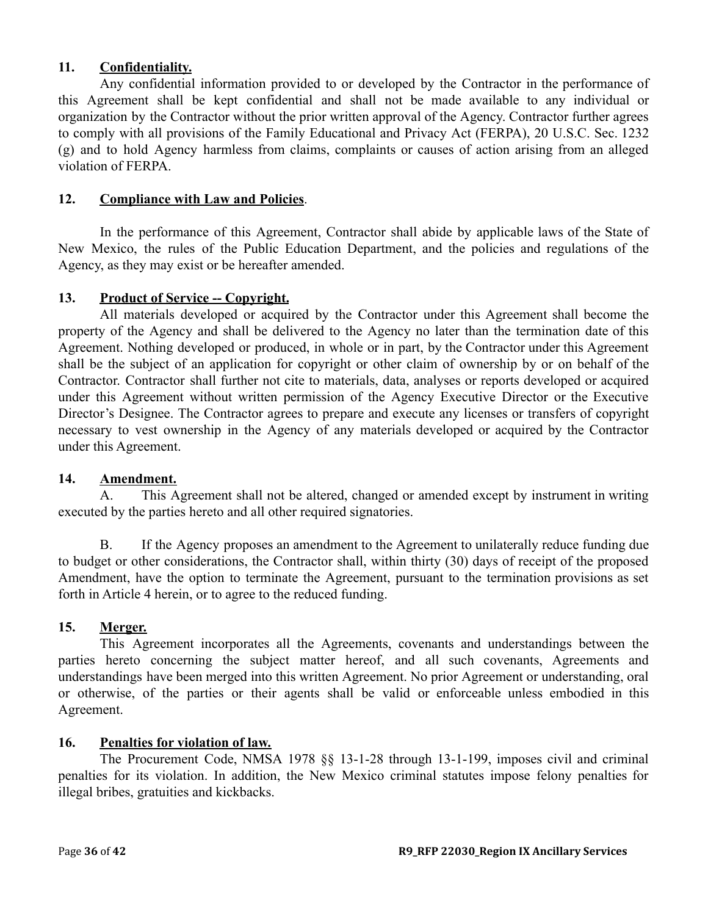**11. Confidentiality.**

Any confidential information provided to or developed by the Contractor in the performance of this Agreement shall be kept confidential and shall not be made available to any individual or organization by the Contractor without the prior written approval of the Agency. Contractor further agrees to comply with all provisions of the Family Educational and Privacy Act (FERPA), 20 U.S.C. Sec. 1232 (g) and to hold Agency harmless from claims, complaints or causes of action arising from an alleged violation of FERPA.

**12. Compliance with Law and Policies.**

In the performance of this Agreement, Contractor shall abide by applicable laws of the State of New Mexico, the rules of the Public Education Department, and the policies and regulations of the Agency, as they may exist or be hereafter amended.

**13. Product of Service -- Copyright.**

All materials developed or acquired by the Contractor under this Agreement shall become the property of the Agency and shall be delivered to the Agency no later than the termination date of this Agreement. Nothing developed or produced, in whole or in part, by the Contractor under this Agreement shall be the subject of an application for copyright or other claim of ownership by or on behalf of the Contractor. Contractor shall further not cite to materials, data, analyses or reports developed or acquired under this Agreement without written permission of the Agency Executive Director or the Executive Director's Designee. The Contractor agrees to prepare and execute any licenses or transfers of copyright necessary to vest ownership in the Agency of any materials developed or acquired by the Contractor under this Agreement.

**14. Amendment.**

A. This Agreement shall not be altered, changed or amended except by instrument in writing executed by the parties hereto and all other required signatories.

B. If the Agency proposes an amendment to the Agreement to unilaterally reduce funding due to budget or other considerations, the Contractor shall, within thirty (30) days of receipt of the proposed Amendment, have the option to terminate the Agreement, pursuant to the termination provisions as set forth in Article 4 herein, or to agree to the reduced funding.

**15. Merger.**

This Agreement incorporates all the Agreements, covenants and understandings between the parties hereto concerning the subject matter hereof, and all such covenants, Agreements and understandings have been merged into this written Agreement. No prior Agreement or understanding, oral or otherwise, of the parties or their agents shall be valid or enforceable unless embodied in this Agreement.

**16. Penalties for violation of law.**

The Procurement Code, NMSA 1978 §§ 13-1-28 through 13-1-199, imposes civil and criminal penalties for its violation. In addition, the New Mexico criminal statutes impose felony penalties for illegal bribes, gratuities and kickbacks.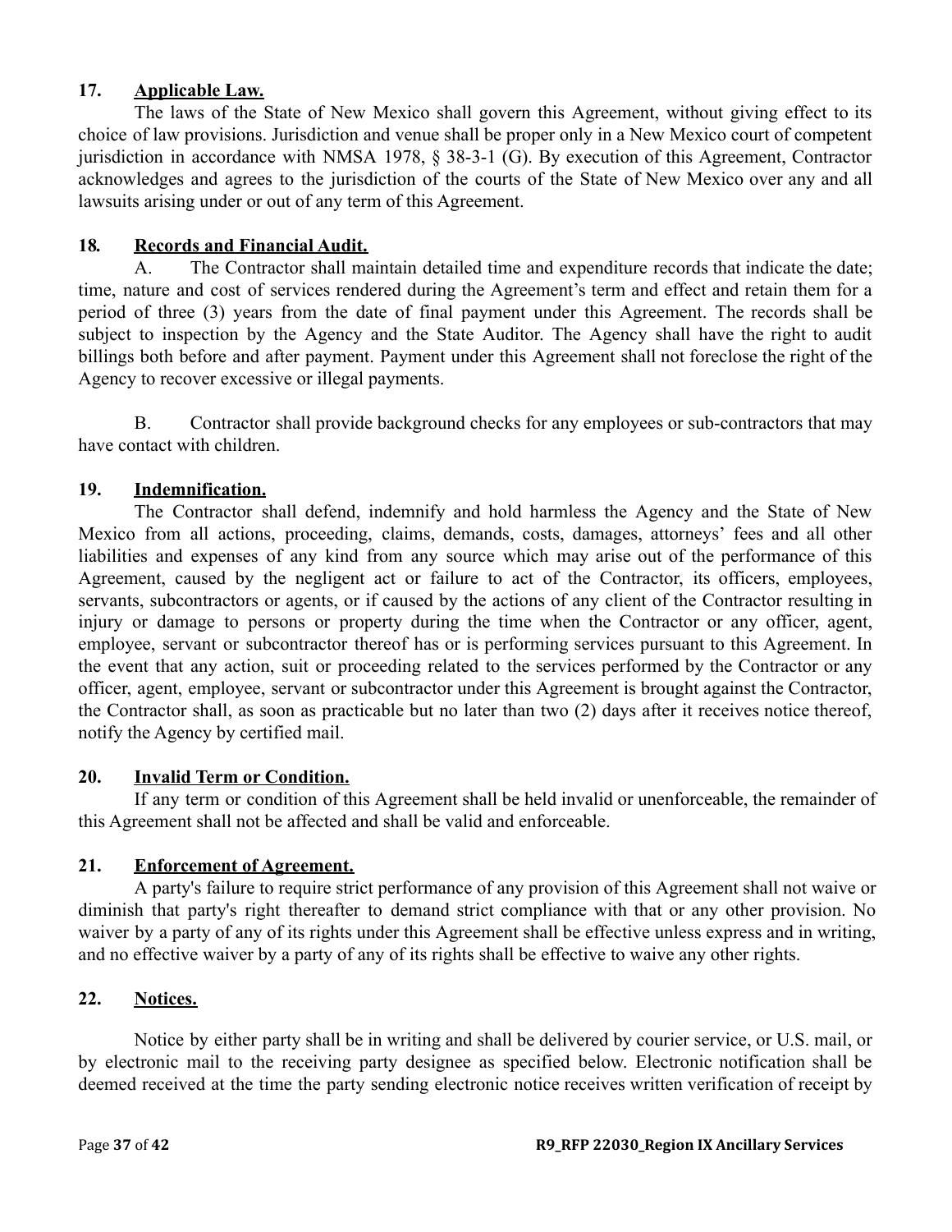**17. Applicable Law.**

The laws of the State of New Mexico shall govern this Agreement, without giving effect to its choice of law provisions. Jurisdiction and venue shall be proper only in a New Mexico court of competent jurisdiction in accordance with NMSA 1978, § 38-3-1 (G). By execution of this Agreement, Contractor acknowledges and agrees to the jurisdiction of the courts of the State of New Mexico over any and all lawsuits arising under or out of any term of this Agreement.

**18. Records and Financial Audit.**

A. The Contractor shall maintain detailed time and expenditure records that indicate the date; time, nature and cost of services rendered during the Agreement's term and effect and retain them for a period of three (3) years from the date of final payment under this Agreement. The records shall be subject to inspection by the Agency and the State Auditor. The Agency shall have the right to audit billings both before and after payment. Payment under this Agreement shall not foreclose the right of the Agency to recover excessive or illegal payments.

B. Contractor shall provide background checks for any employees or sub-contractors that may have contact with children.

**19. Indemnification.**

The Contractor shall defend, indemnify and hold harmless the Agency and the State of New Mexico from all actions, proceeding, claims, demands, costs, damages, attorneys' fees and all other liabilities and expenses of any kind from any source which may arise out of the performance of this Agreement, caused by the negligent act or failure to act of the Contractor, its officers, employees, servants, subcontractors or agents, or if caused by the actions of any client of the Contractor resulting in injury or damage to persons or property during the time when the Contractor or any officer, agent, employee, servant or subcontractor thereof has or is performing services pursuant to this Agreement. In the event that any action, suit or proceeding related to the services performed by the Contractor or any officer, agent, employee, servant or subcontractor under this Agreement is brought against the Contractor, the Contractor shall, as soon as practicable but no later than two (2) days after it receives notice thereof, notify the Agency by certified mail.

**20. Invalid Term or Condition.**

If any term or condition of this Agreement shall be held invalid or unenforceable, the remainder of this Agreement shall not be affected and shall be valid and enforceable.

**21. Enforcement of Agreement.**

A party's failure to require strict performance of any provision of this Agreement shall not waive or diminish that party's right thereafter to demand strict compliance with that or any other provision. No waiver by a party of any of its rights under this Agreement shall be effective unless express and in writing, and no effective waiver by a party of any of its rights shall be effective to waive any other rights.

**22. Notices.**

Notice by either party shall be in writing and shall be delivered by courier service, or U.S. mail, or by electronic mail to the receiving party designee as specified below. Electronic notification shall be deemed received at the time the party sending electronic notice receives written verification of receipt by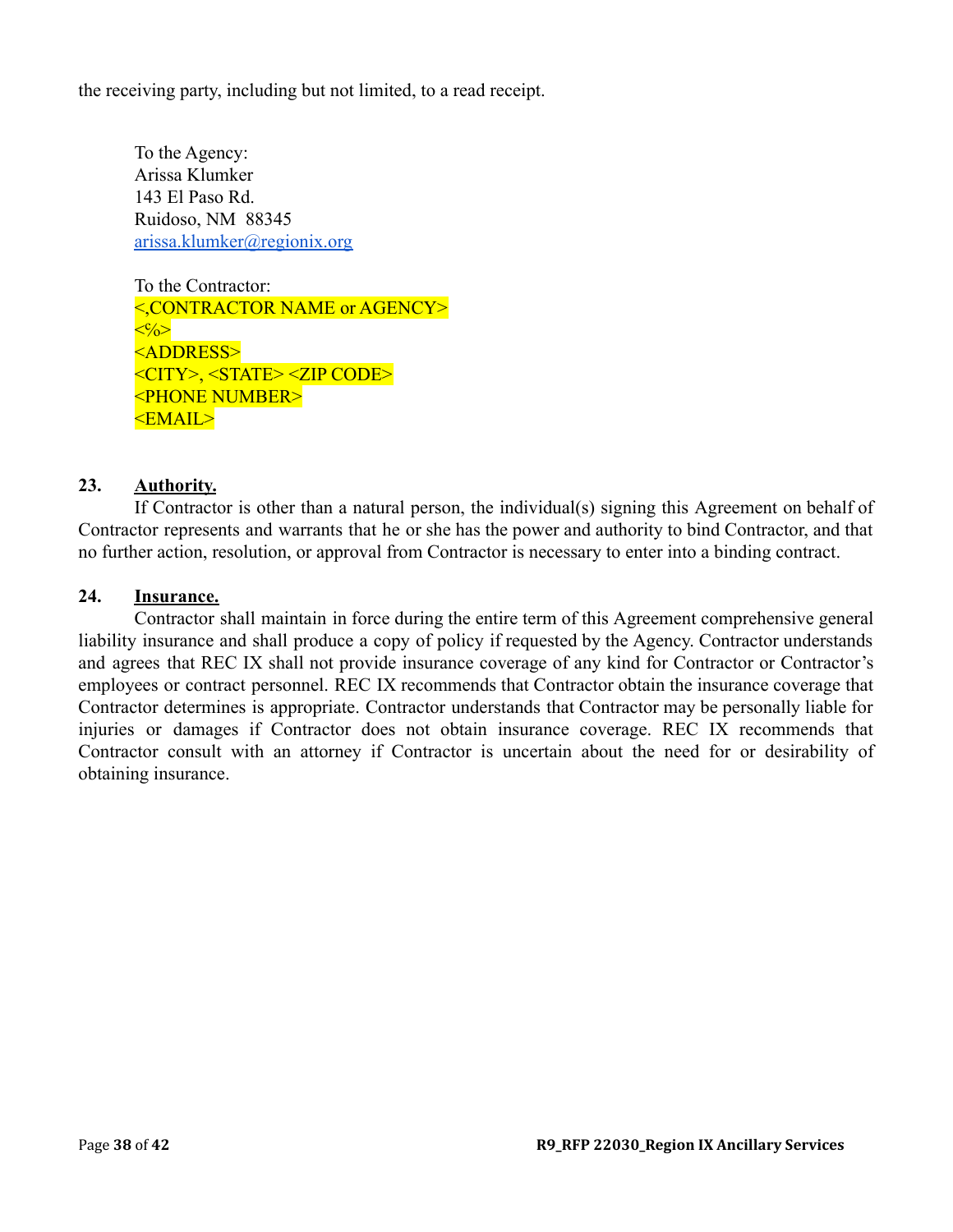the receiving party, including but not limited, to a read receipt.

To the Agency:
Arissa Klumker
143 El Paso Rd.
Ruidoso, NM  88345
arissa.klumker@regionix.org

To the Contractor:
<,CONTRACTOR NAME or AGENCY>
<%>
<ADDRESS>
<CITY>, <STATE> <ZIP CODE>
<PHONE NUMBER>
<EMAIL>

**23. Authority.**

If Contractor is other than a natural person, the individual(s) signing this Agreement on behalf of Contractor represents and warrants that he or she has the power and authority to bind Contractor, and that no further action, resolution, or approval from Contractor is necessary to enter into a binding contract.

**24. Insurance.**

Contractor shall maintain in force during the entire term of this Agreement comprehensive general liability insurance and shall produce a copy of policy if requested by the Agency. Contractor understands and agrees that REC IX shall not provide insurance coverage of any kind for Contractor or Contractor's employees or contract personnel. REC IX recommends that Contractor obtain the insurance coverage that Contractor determines is appropriate. Contractor understands that Contractor may be personally liable for injuries or damages if Contractor does not obtain insurance coverage. REC IX recommends that Contractor consult with an attorney if Contractor is uncertain about the need for or desirability of obtaining insurance.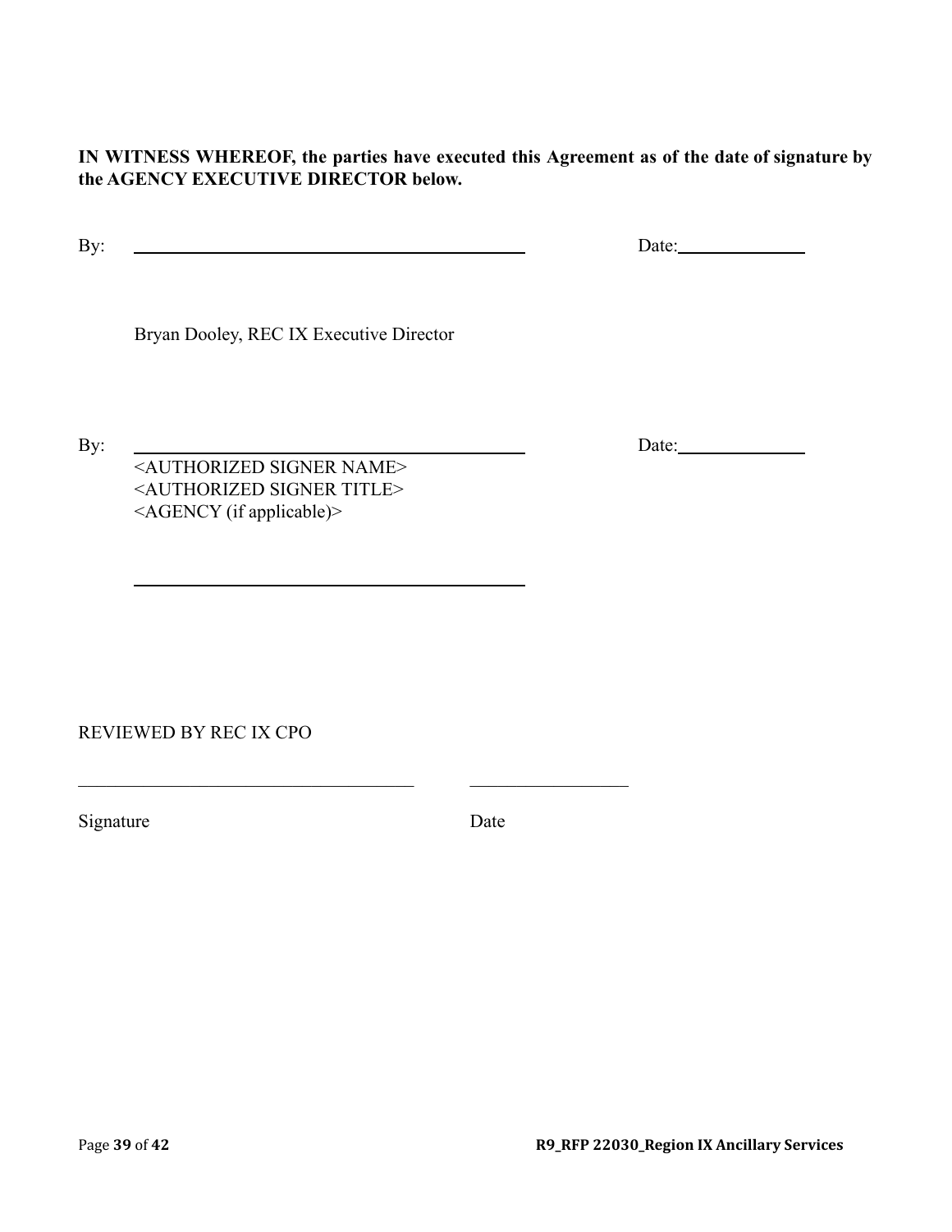**IN WITNESS WHEREOF, the parties have executed this Agreement as of the date of signature by the AGENCY EXECUTIVE DIRECTOR below.**

By: ______________________________________ Date:____________

Bryan Dooley, REC IX Executive Director

By: ______________________________________ Date:____________

<AUTHORIZED SIGNER NAME>
<AUTHORIZED SIGNER TITLE>
<AGENCY (if applicable)>

______________________________________

REVIEWED BY REC IX CPO

______________________________________ ________________

Signature Date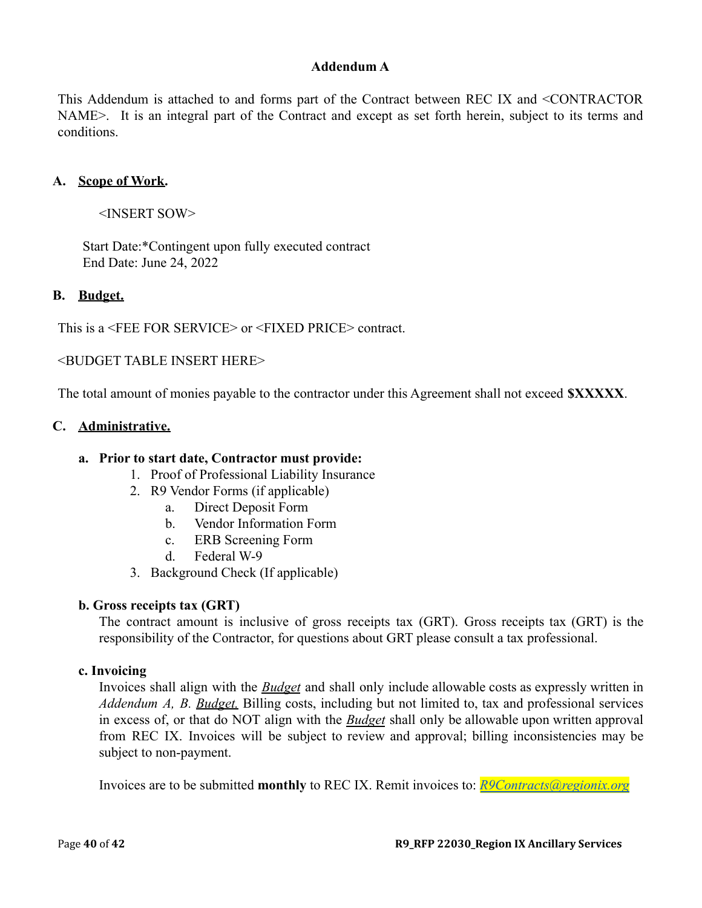# Addendum A

This Addendum is attached to and forms part of the Contract between REC IX and <CONTRACTOR NAME>. It is an integral part of the Contract and except as set forth herein, subject to its terms and conditions.

## A. Scope of Work.

<INSERT SOW>

Start Date:*Contingent upon fully executed contract
End Date: June 24, 2022

## B. Budget.

This is a <FEE FOR SERVICE> or <FIXED PRICE> contract.

<BUDGET TABLE INSERT HERE>

The total amount of monies payable to the contractor under this Agreement shall not exceed **$XXXXX**.

## C. Administrative.

### a. Prior to start date, Contractor must provide:

1. Proof of Professional Liability Insurance
2. R9 Vendor Forms (if applicable)
   a. Direct Deposit Form
   b. Vendor Information Form
   c. ERB Screening Form
   d. Federal W-9
3. Background Check (If applicable)

### b. Gross receipts tax (GRT)

The contract amount is inclusive of gross receipts tax (GRT). Gross receipts tax (GRT) is the responsibility of the Contractor, for questions about GRT please consult a tax professional.

### c. Invoicing

Invoices shall align with the ***Budget*** and shall only include allowable costs as expressly written in *Addendum A, B. Budget.* Billing costs, including but not limited to, tax and professional services in excess of, or that do NOT align with the ***Budget*** shall only be allowable upon written approval from REC IX. Invoices will be subject to review and approval; billing inconsistencies may be subject to non-payment.

Invoices are to be submitted **monthly** to REC IX. Remit invoices to: *R9Contracts@regionix.org*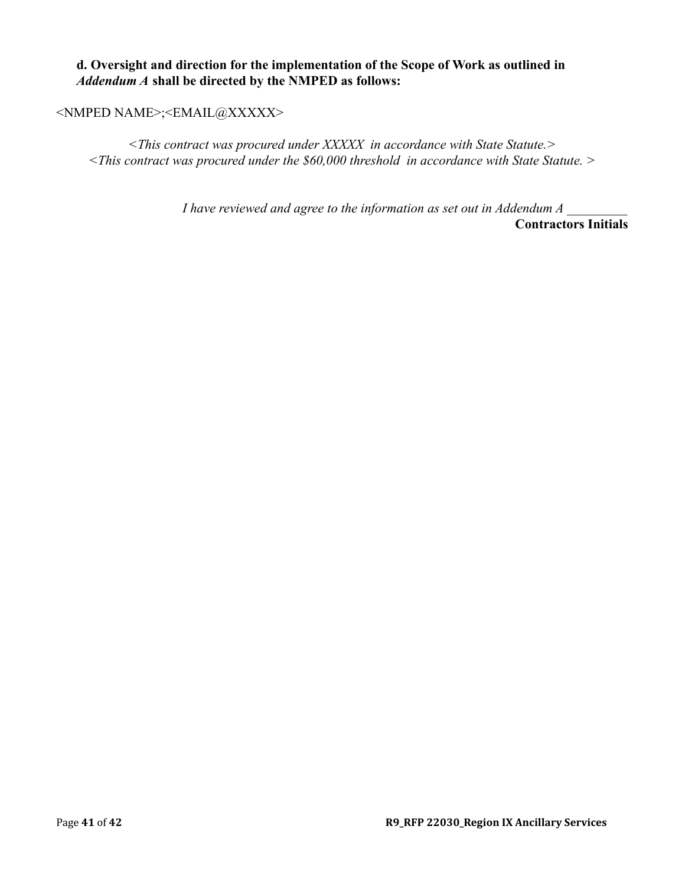**d. Oversight and direction for the implementation of the Scope of Work as outlined in *Addendum A* shall be directed by the NMPED as follows:**

<NMPED NAME>;<EMAIL@XXXXX>

*<This contract was procured under XXXXX in accordance with State Statute.>*
*<This contract was procured under the $60,000 threshold in accordance with State Statute. >*

*I have reviewed and agree to the information as set out in Addendum A* _________
**Contractors Initials**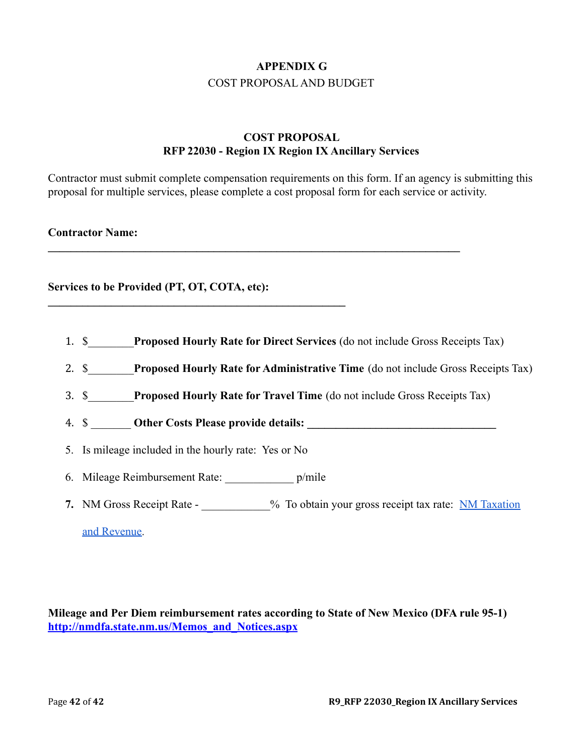**APPENDIX G**

COST PROPOSAL AND BUDGET

**COST PROPOSAL**
**RFP 22030 - Region IX Region IX Ancillary Services**

Contractor must submit complete compensation requirements on this form. If an agency is submitting this proposal for multiple services, please complete a cost proposal form for each service or activity.

**Contractor Name:**
**_______________________________________________________________________________**

**Services to be Provided (PT, OT, COTA, etc):**
**_________________________________________________________**

1. $________**Proposed Hourly Rate for Direct Services** (do not include Gross Receipts Tax)
2. $________**Proposed Hourly Rate for Administrative Time** (do not include Gross Receipts Tax)
3. $________**Proposed Hourly Rate for Travel Time** (do not include Gross Receipts Tax)
4. $ _______ **Other Costs Please provide details: ____________________________________**
5. Is mileage included in the hourly rate: Yes or No
6. Mileage Reimbursement Rate: ____________ p/mile
7. NM Gross Receipt Rate - ____________% To obtain your gross receipt tax rate: NM Taxation and Revenue.

**Mileage and Per Diem reimbursement rates according to State of New Mexico (DFA rule 95-1)**
**http://nmdfa.state.nm.us/Memos_and_Notices.aspx**